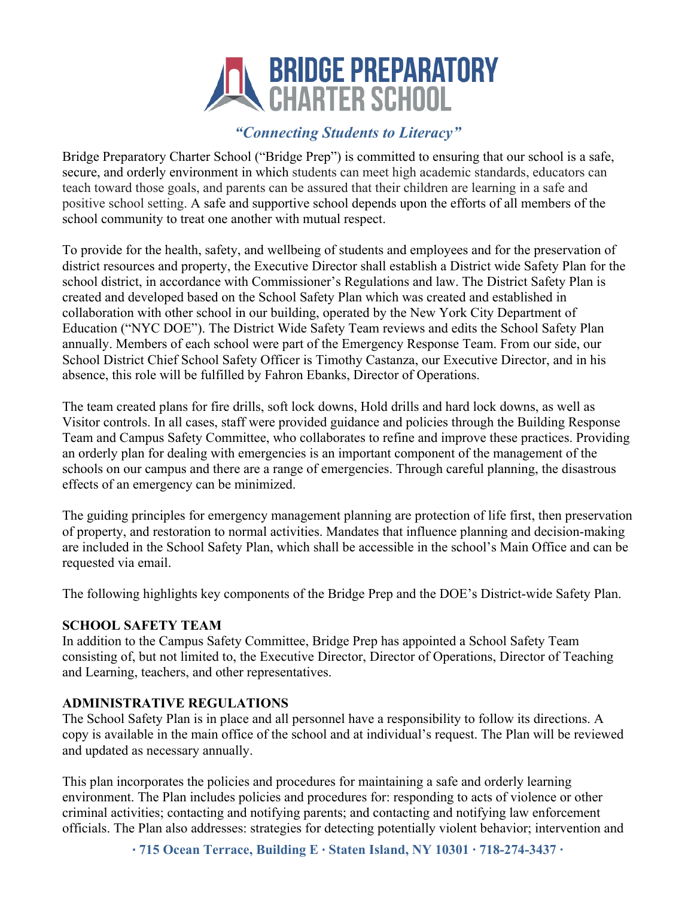# BRIDGE PREPARATORY CHARTER SCHOOL

***"Connecting Students to Literacy"***

Bridge Preparatory Charter School ("Bridge Prep") is committed to ensuring that our school is a safe, secure, and orderly environment in which students can meet high academic standards, educators can teach toward those goals, and parents can be assured that their children are learning in a safe and positive school setting. A safe and supportive school depends upon the efforts of all members of the school community to treat one another with mutual respect.

To provide for the health, safety, and wellbeing of students and employees and for the preservation of district resources and property, the Executive Director shall establish a District wide Safety Plan for the school district, in accordance with Commissioner's Regulations and law. The District Safety Plan is created and developed based on the School Safety Plan which was created and established in collaboration with other school in our building, operated by the New York City Department of Education ("NYC DOE"). The District Wide Safety Team reviews and edits the School Safety Plan annually. Members of each school were part of the Emergency Response Team. From our side, our School District Chief School Safety Officer is Timothy Castanza, our Executive Director, and in his absence, this role will be fulfilled by Fahron Ebanks, Director of Operations.

The team created plans for fire drills, soft lock downs, Hold drills and hard lock downs, as well as Visitor controls. In all cases, staff were provided guidance and policies through the Building Response Team and Campus Safety Committee, who collaborates to refine and improve these practices. Providing an orderly plan for dealing with emergencies is an important component of the management of the schools on our campus and there are a range of emergencies. Through careful planning, the disastrous effects of an emergency can be minimized.

The guiding principles for emergency management planning are protection of life first, then preservation of property, and restoration to normal activities. Mandates that influence planning and decision-making are included in the School Safety Plan, which shall be accessible in the school's Main Office and can be requested via email.

The following highlights key components of the Bridge Prep and the DOE's District-wide Safety Plan.

**SCHOOL SAFETY TEAM**

In addition to the Campus Safety Committee, Bridge Prep has appointed a School Safety Team consisting of, but not limited to, the Executive Director, Director of Operations, Director of Teaching and Learning, teachers, and other representatives.

**ADMINISTRATIVE REGULATIONS**

The School Safety Plan is in place and all personnel have a responsibility to follow its directions. A copy is available in the main office of the school and at individual's request. The Plan will be reviewed and updated as necessary annually.

This plan incorporates the policies and procedures for maintaining a safe and orderly learning environment. The Plan includes policies and procedures for: responding to acts of violence or other criminal activities; contacting and notifying parents; and contacting and notifying law enforcement officials. The Plan also addresses: strategies for detecting potentially violent behavior; intervention and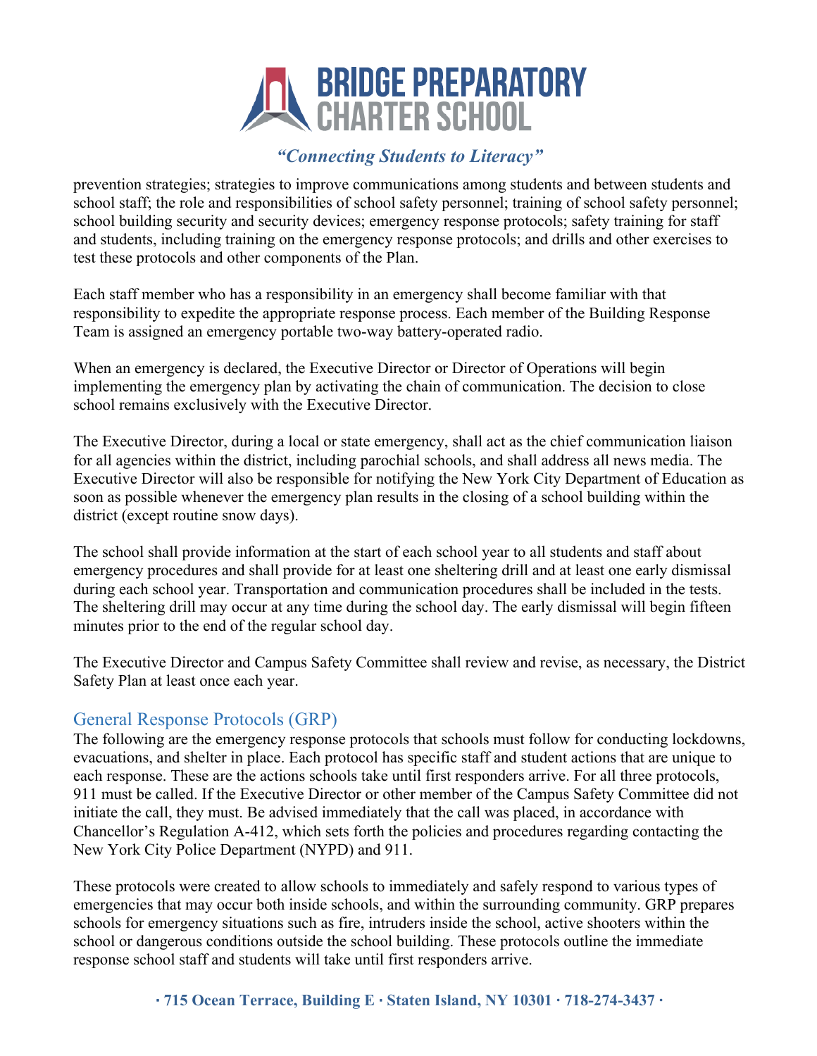prevention strategies; strategies to improve communications among students and between students and school staff; the role and responsibilities of school safety personnel; training of school safety personnel; school building security and security devices; emergency response protocols; safety training for staff and students, including training on the emergency response protocols; and drills and other exercises to test these protocols and other components of the Plan.

Each staff member who has a responsibility in an emergency shall become familiar with that responsibility to expedite the appropriate response process. Each member of the Building Response Team is assigned an emergency portable two-way battery-operated radio.

When an emergency is declared, the Executive Director or Director of Operations will begin implementing the emergency plan by activating the chain of communication. The decision to close school remains exclusively with the Executive Director.

The Executive Director, during a local or state emergency, shall act as the chief communication liaison for all agencies within the district, including parochial schools, and shall address all news media. The Executive Director will also be responsible for notifying the New York City Department of Education as soon as possible whenever the emergency plan results in the closing of a school building within the district (except routine snow days).

The school shall provide information at the start of each school year to all students and staff about emergency procedures and shall provide for at least one sheltering drill and at least one early dismissal during each school year. Transportation and communication procedures shall be included in the tests. The sheltering drill may occur at any time during the school day. The early dismissal will begin fifteen minutes prior to the end of the regular school day.

The Executive Director and Campus Safety Committee shall review and revise, as necessary, the District Safety Plan at least once each year.

## General Response Protocols (GRP)

The following are the emergency response protocols that schools must follow for conducting lockdowns, evacuations, and shelter in place. Each protocol has specific staff and student actions that are unique to each response. These are the actions schools take until first responders arrive. For all three protocols, 911 must be called. If the Executive Director or other member of the Campus Safety Committee did not initiate the call, they must. Be advised immediately that the call was placed, in accordance with Chancellor's Regulation A-412, which sets forth the policies and procedures regarding contacting the New York City Police Department (NYPD) and 911.

These protocols were created to allow schools to immediately and safely respond to various types of emergencies that may occur both inside schools, and within the surrounding community. GRP prepares schools for emergency situations such as fire, intruders inside the school, active shooters within the school or dangerous conditions outside the school building. These protocols outline the immediate response school staff and students will take until first responders arrive.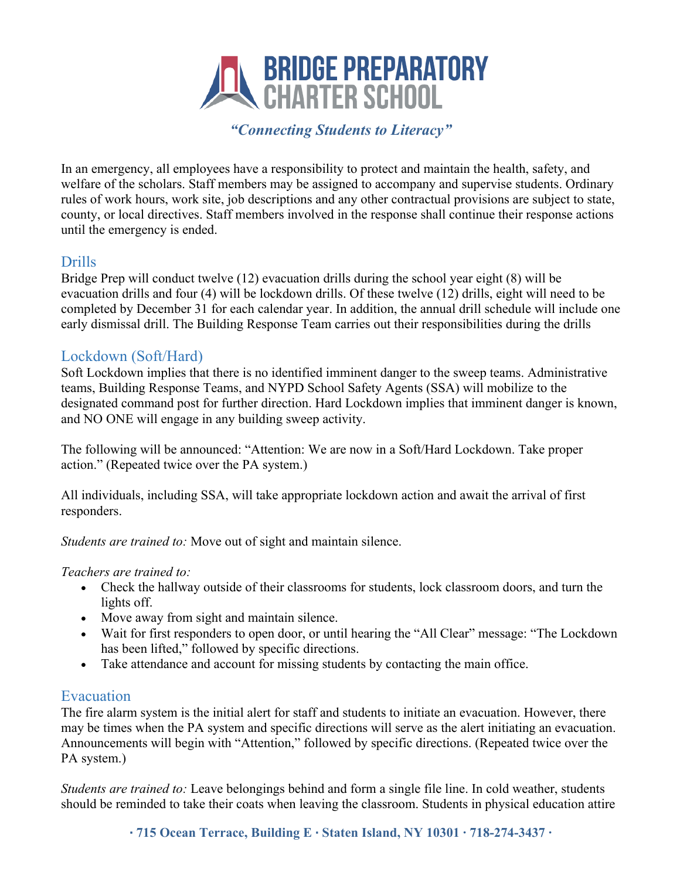In an emergency, all employees have a responsibility to protect and maintain the health, safety, and welfare of the scholars. Staff members may be assigned to accompany and supervise students. Ordinary rules of work hours, work site, job descriptions and any other contractual provisions are subject to state, county, or local directives. Staff members involved in the response shall continue their response actions until the emergency is ended.

## Drills

Bridge Prep will conduct twelve (12) evacuation drills during the school year eight (8) will be evacuation drills and four (4) will be lockdown drills. Of these twelve (12) drills, eight will need to be completed by December 31 for each calendar year. In addition, the annual drill schedule will include one early dismissal drill. The Building Response Team carries out their responsibilities during the drills

## Lockdown (Soft/Hard)

Soft Lockdown implies that there is no identified imminent danger to the sweep teams. Administrative teams, Building Response Teams, and NYPD School Safety Agents (SSA) will mobilize to the designated command post for further direction. Hard Lockdown implies that imminent danger is known, and NO ONE will engage in any building sweep activity.

The following will be announced: "Attention: We are now in a Soft/Hard Lockdown. Take proper action." (Repeated twice over the PA system.)

All individuals, including SSA, will take appropriate lockdown action and await the arrival of first responders.

*Students are trained to:* Move out of sight and maintain silence.

*Teachers are trained to:*

- Check the hallway outside of their classrooms for students, lock classroom doors, and turn the lights off.
- Move away from sight and maintain silence.
- Wait for first responders to open door, or until hearing the "All Clear" message: "The Lockdown has been lifted," followed by specific directions.
- Take attendance and account for missing students by contacting the main office.

## Evacuation

The fire alarm system is the initial alert for staff and students to initiate an evacuation. However, there may be times when the PA system and specific directions will serve as the alert initiating an evacuation. Announcements will begin with "Attention," followed by specific directions. (Repeated twice over the PA system.)

*Students are trained to:* Leave belongings behind and form a single file line. In cold weather, students should be reminded to take their coats when leaving the classroom. Students in physical education attire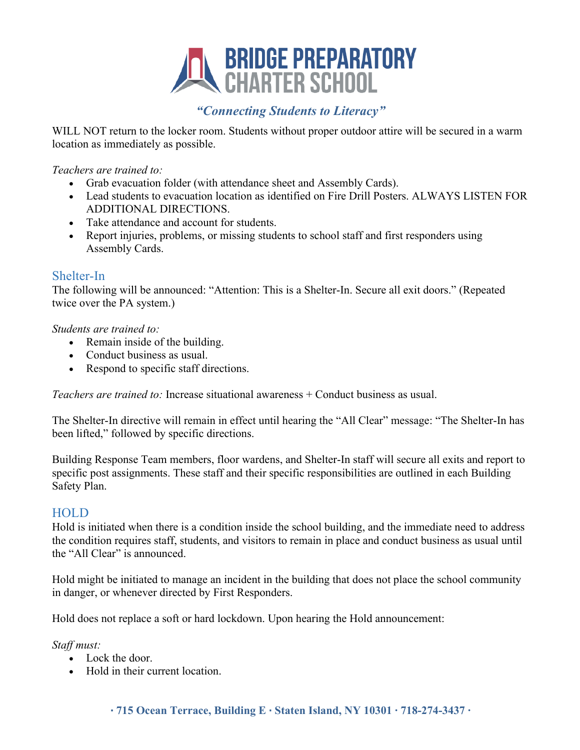WILL NOT return to the locker room. Students without proper outdoor attire will be secured in a warm location as immediately as possible.

*Teachers are trained to:*

- Grab evacuation folder (with attendance sheet and Assembly Cards).
- Lead students to evacuation location as identified on Fire Drill Posters. ALWAYS LISTEN FOR ADDITIONAL DIRECTIONS.
- Take attendance and account for students.
- Report injuries, problems, or missing students to school staff and first responders using Assembly Cards.

## Shelter-In

The following will be announced: "Attention: This is a Shelter-In. Secure all exit doors." (Repeated twice over the PA system.)

*Students are trained to:*

- Remain inside of the building.
- Conduct business as usual.
- Respond to specific staff directions.

*Teachers are trained to:* Increase situational awareness + Conduct business as usual.

The Shelter-In directive will remain in effect until hearing the "All Clear" message: "The Shelter-In has been lifted," followed by specific directions.

Building Response Team members, floor wardens, and Shelter-In staff will secure all exits and report to specific post assignments. These staff and their specific responsibilities are outlined in each Building Safety Plan.

## HOLD

Hold is initiated when there is a condition inside the school building, and the immediate need to address the condition requires staff, students, and visitors to remain in place and conduct business as usual until the "All Clear" is announced.

Hold might be initiated to manage an incident in the building that does not place the school community in danger, or whenever directed by First Responders.

Hold does not replace a soft or hard lockdown. Upon hearing the Hold announcement:

*Staff must:*

- Lock the door.
- Hold in their current location.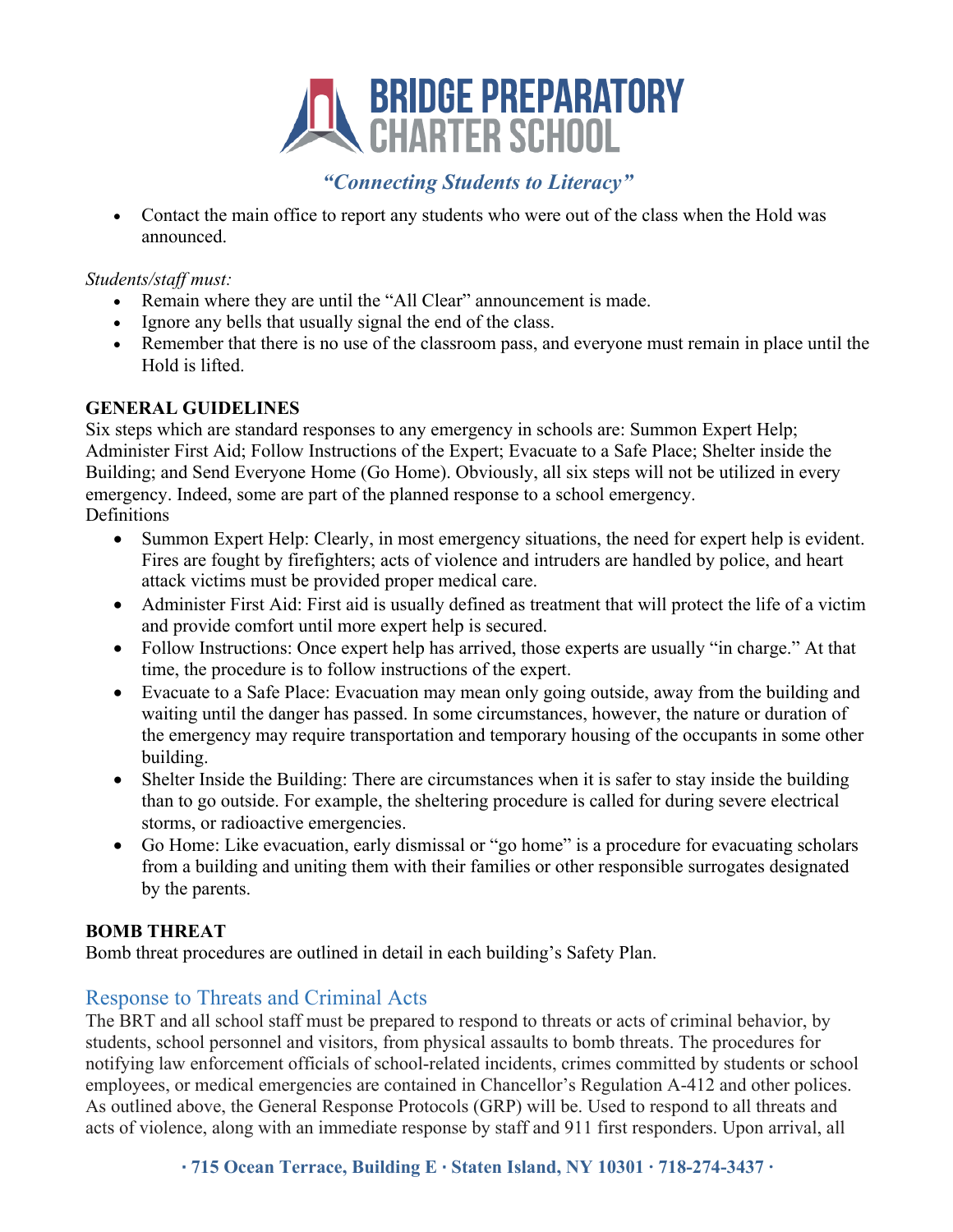- Contact the main office to report any students who were out of the class when the Hold was announced.

*Students/staff must:*

- Remain where they are until the "All Clear" announcement is made.
- Ignore any bells that usually signal the end of the class.
- Remember that there is no use of the classroom pass, and everyone must remain in place until the Hold is lifted.

**GENERAL GUIDELINES**

Six steps which are standard responses to any emergency in schools are: Summon Expert Help; Administer First Aid; Follow Instructions of the Expert; Evacuate to a Safe Place; Shelter inside the Building; and Send Everyone Home (Go Home). Obviously, all six steps will not be utilized in every emergency. Indeed, some are part of the planned response to a school emergency.

Definitions

- Summon Expert Help: Clearly, in most emergency situations, the need for expert help is evident. Fires are fought by firefighters; acts of violence and intruders are handled by police, and heart attack victims must be provided proper medical care.
- Administer First Aid: First aid is usually defined as treatment that will protect the life of a victim and provide comfort until more expert help is secured.
- Follow Instructions: Once expert help has arrived, those experts are usually "in charge." At that time, the procedure is to follow instructions of the expert.
- Evacuate to a Safe Place: Evacuation may mean only going outside, away from the building and waiting until the danger has passed. In some circumstances, however, the nature or duration of the emergency may require transportation and temporary housing of the occupants in some other building.
- Shelter Inside the Building: There are circumstances when it is safer to stay inside the building than to go outside. For example, the sheltering procedure is called for during severe electrical storms, or radioactive emergencies.
- Go Home: Like evacuation, early dismissal or "go home" is a procedure for evacuating scholars from a building and uniting them with their families or other responsible surrogates designated by the parents.

**BOMB THREAT**

Bomb threat procedures are outlined in detail in each building's Safety Plan.

## Response to Threats and Criminal Acts

The BRT and all school staff must be prepared to respond to threats or acts of criminal behavior, by students, school personnel and visitors, from physical assaults to bomb threats. The procedures for notifying law enforcement officials of school-related incidents, crimes committed by students or school employees, or medical emergencies are contained in Chancellor's Regulation A-412 and other polices. As outlined above, the General Response Protocols (GRP) will be. Used to respond to all threats and acts of violence, along with an immediate response by staff and 911 first responders. Upon arrival, all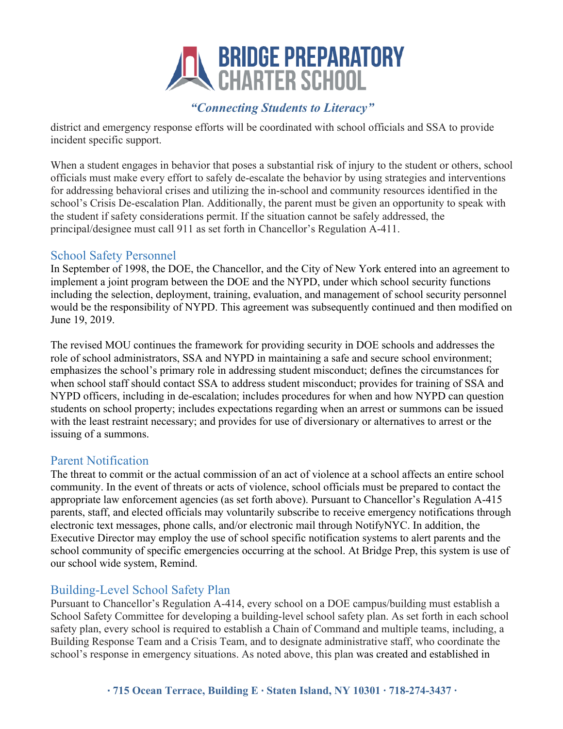district and emergency response efforts will be coordinated with school officials and SSA to provide incident specific support.

When a student engages in behavior that poses a substantial risk of injury to the student or others, school officials must make every effort to safely de-escalate the behavior by using strategies and interventions for addressing behavioral crises and utilizing the in-school and community resources identified in the school's Crisis De-escalation Plan. Additionally, the parent must be given an opportunity to speak with the student if safety considerations permit. If the situation cannot be safely addressed, the principal/designee must call 911 as set forth in Chancellor's Regulation A-411.

## School Safety Personnel

In September of 1998, the DOE, the Chancellor, and the City of New York entered into an agreement to implement a joint program between the DOE and the NYPD, under which school security functions including the selection, deployment, training, evaluation, and management of school security personnel would be the responsibility of NYPD. This agreement was subsequently continued and then modified on June 19, 2019.

The revised MOU continues the framework for providing security in DOE schools and addresses the role of school administrators, SSA and NYPD in maintaining a safe and secure school environment; emphasizes the school's primary role in addressing student misconduct; defines the circumstances for when school staff should contact SSA to address student misconduct; provides for training of SSA and NYPD officers, including in de-escalation; includes procedures for when and how NYPD can question students on school property; includes expectations regarding when an arrest or summons can be issued with the least restraint necessary; and provides for use of diversionary or alternatives to arrest or the issuing of a summons.

## Parent Notification

The threat to commit or the actual commission of an act of violence at a school affects an entire school community. In the event of threats or acts of violence, school officials must be prepared to contact the appropriate law enforcement agencies (as set forth above). Pursuant to Chancellor's Regulation A-415 parents, staff, and elected officials may voluntarily subscribe to receive emergency notifications through electronic text messages, phone calls, and/or electronic mail through NotifyNYC. In addition, the Executive Director may employ the use of school specific notification systems to alert parents and the school community of specific emergencies occurring at the school. At Bridge Prep, this system is use of our school wide system, Remind.

## Building-Level School Safety Plan

Pursuant to Chancellor's Regulation A-414, every school on a DOE campus/building must establish a School Safety Committee for developing a building-level school safety plan. As set forth in each school safety plan, every school is required to establish a Chain of Command and multiple teams, including, a Building Response Team and a Crisis Team, and to designate administrative staff, who coordinate the school's response in emergency situations. As noted above, this plan was created and established in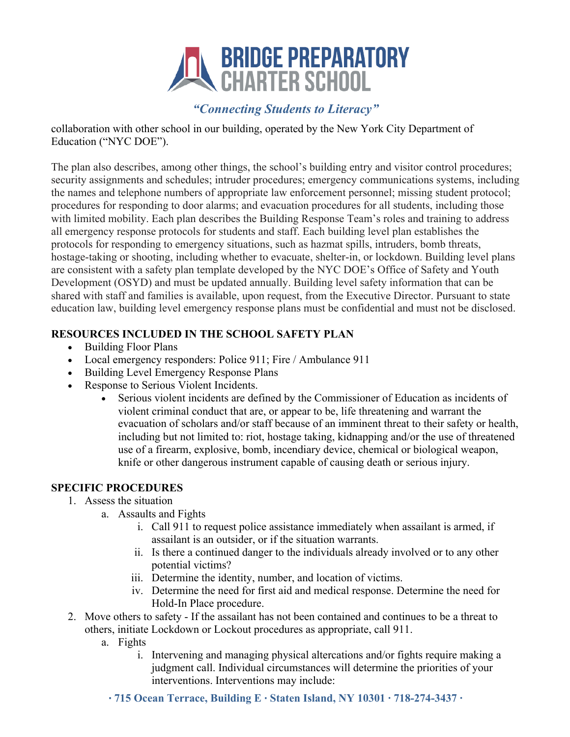collaboration with other school in our building, operated by the New York City Department of Education ("NYC DOE").

The plan also describes, among other things, the school's building entry and visitor control procedures; security assignments and schedules; intruder procedures; emergency communications systems, including the names and telephone numbers of appropriate law enforcement personnel; missing student protocol; procedures for responding to door alarms; and evacuation procedures for all students, including those with limited mobility. Each plan describes the Building Response Team's roles and training to address all emergency response protocols for students and staff. Each building level plan establishes the protocols for responding to emergency situations, such as hazmat spills, intruders, bomb threats, hostage-taking or shooting, including whether to evacuate, shelter-in, or lockdown. Building level plans are consistent with a safety plan template developed by the NYC DOE's Office of Safety and Youth Development (OSYD) and must be updated annually. Building level safety information that can be shared with staff and families is available, upon request, from the Executive Director. Pursuant to state education law, building level emergency response plans must be confidential and must not be disclosed.

**RESOURCES INCLUDED IN THE SCHOOL SAFETY PLAN**

- Building Floor Plans
- Local emergency responders: Police 911; Fire / Ambulance 911
- Building Level Emergency Response Plans
- Response to Serious Violent Incidents.
    - Serious violent incidents are defined by the Commissioner of Education as incidents of violent criminal conduct that are, or appear to be, life threatening and warrant the evacuation of scholars and/or staff because of an imminent threat to their safety or health, including but not limited to: riot, hostage taking, kidnapping and/or the use of threatened use of a firearm, explosive, bomb, incendiary device, chemical or biological weapon, knife or other dangerous instrument capable of causing death or serious injury.

**SPECIFIC PROCEDURES**

1. Assess the situation
    a. Assaults and Fights
        i. Call 911 to request police assistance immediately when assailant is armed, if assailant is an outsider, or if the situation warrants.
        ii. Is there a continued danger to the individuals already involved or to any other potential victims?
        iii. Determine the identity, number, and location of victims.
        iv. Determine the need for first aid and medical response. Determine the need for Hold-In Place procedure.
2. Move others to safety - If the assailant has not been contained and continues to be a threat to others, initiate Lockdown or Lockout procedures as appropriate, call 911.
    a. Fights
        i. Intervening and managing physical altercations and/or fights require making a judgment call. Individual circumstances will determine the priorities of your interventions. Interventions may include: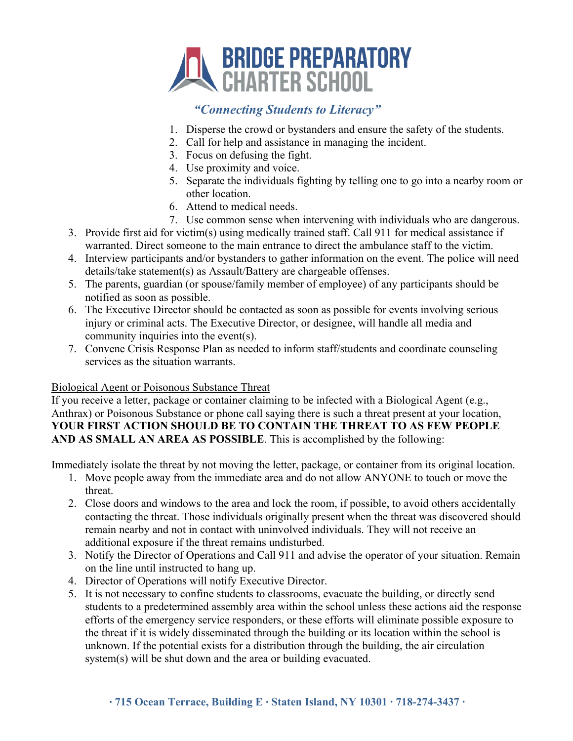1. Disperse the crowd or bystanders and ensure the safety of the students.
2. Call for help and assistance in managing the incident.
3. Focus on defusing the fight.
4. Use proximity and voice.
5. Separate the individuals fighting by telling one to go into a nearby room or other location.
6. Attend to medical needs.
7. Use common sense when intervening with individuals who are dangerous.

3. Provide first aid for victim(s) using medically trained staff. Call 911 for medical assistance if warranted. Direct someone to the main entrance to direct the ambulance staff to the victim.
4. Interview participants and/or bystanders to gather information on the event. The police will need details/take statement(s) as Assault/Battery are chargeable offenses.
5. The parents, guardian (or spouse/family member of employee) of any participants should be notified as soon as possible.
6. The Executive Director should be contacted as soon as possible for events involving serious injury or criminal acts. The Executive Director, or designee, will handle all media and community inquiries into the event(s).
7. Convene Crisis Response Plan as needed to inform staff/students and coordinate counseling services as the situation warrants.

<u>Biological Agent or Poisonous Substance Threat</u>

If you receive a letter, package or container claiming to be infected with a Biological Agent (e.g., Anthrax) or Poisonous Substance or phone call saying there is such a threat present at your location, **YOUR FIRST ACTION SHOULD BE TO CONTAIN THE THREAT TO AS FEW PEOPLE AND AS SMALL AN AREA AS POSSIBLE**. This is accomplished by the following:

Immediately isolate the threat by not moving the letter, package, or container from its original location.

1. Move people away from the immediate area and do not allow ANYONE to touch or move the threat.
2. Close doors and windows to the area and lock the room, if possible, to avoid others accidentally contacting the threat. Those individuals originally present when the threat was discovered should remain nearby and not in contact with uninvolved individuals. They will not receive an additional exposure if the threat remains undisturbed.
3. Notify the Director of Operations and Call 911 and advise the operator of your situation. Remain on the line until instructed to hang up.
4. Director of Operations will notify Executive Director.
5. It is not necessary to confine students to classrooms, evacuate the building, or directly send students to a predetermined assembly area within the school unless these actions aid the response efforts of the emergency service responders, or these efforts will eliminate possible exposure to the threat if it is widely disseminated through the building or its location within the school is unknown. If the potential exists for a distribution through the building, the air circulation system(s) will be shut down and the area or building evacuated.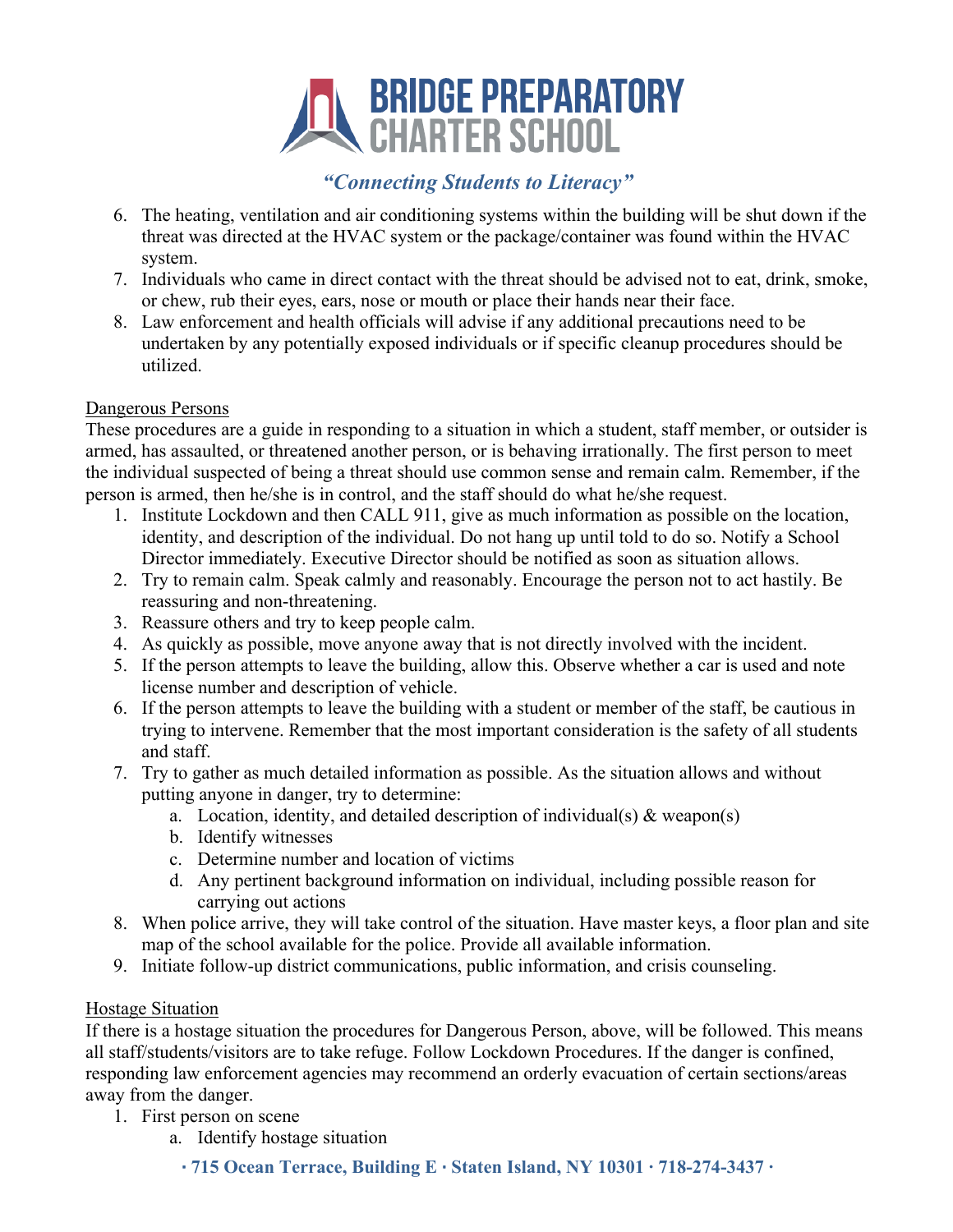6. The heating, ventilation and air conditioning systems within the building will be shut down if the threat was directed at the HVAC system or the package/container was found within the HVAC system.
7. Individuals who came in direct contact with the threat should be advised not to eat, drink, smoke, or chew, rub their eyes, ears, nose or mouth or place their hands near their face.
8. Law enforcement and health officials will advise if any additional precautions need to be undertaken by any potentially exposed individuals or if specific cleanup procedures should be utilized.

<u>Dangerous Persons</u>

These procedures are a guide in responding to a situation in which a student, staff member, or outsider is armed, has assaulted, or threatened another person, or is behaving irrationally. The first person to meet the individual suspected of being a threat should use common sense and remain calm. Remember, if the person is armed, then he/she is in control, and the staff should do what he/she request.

1. Institute Lockdown and then CALL 911, give as much information as possible on the location, identity, and description of the individual. Do not hang up until told to do so. Notify a School Director immediately. Executive Director should be notified as soon as situation allows.
2. Try to remain calm. Speak calmly and reasonably. Encourage the person not to act hastily. Be reassuring and non-threatening.
3. Reassure others and try to keep people calm.
4. As quickly as possible, move anyone away that is not directly involved with the incident.
5. If the person attempts to leave the building, allow this. Observe whether a car is used and note license number and description of vehicle.
6. If the person attempts to leave the building with a student or member of the staff, be cautious in trying to intervene. Remember that the most important consideration is the safety of all students and staff.
7. Try to gather as much detailed information as possible. As the situation allows and without putting anyone in danger, try to determine:
   a. Location, identity, and detailed description of individual(s) & weapon(s)
   b. Identify witnesses
   c. Determine number and location of victims
   d. Any pertinent background information on individual, including possible reason for carrying out actions
8. When police arrive, they will take control of the situation. Have master keys, a floor plan and site map of the school available for the police. Provide all available information.
9. Initiate follow-up district communications, public information, and crisis counseling.

<u>Hostage Situation</u>

If there is a hostage situation the procedures for Dangerous Person, above, will be followed. This means all staff/students/visitors are to take refuge. Follow Lockdown Procedures. If the danger is confined, responding law enforcement agencies may recommend an orderly evacuation of certain sections/areas away from the danger.

1. First person on scene
   a. Identify hostage situation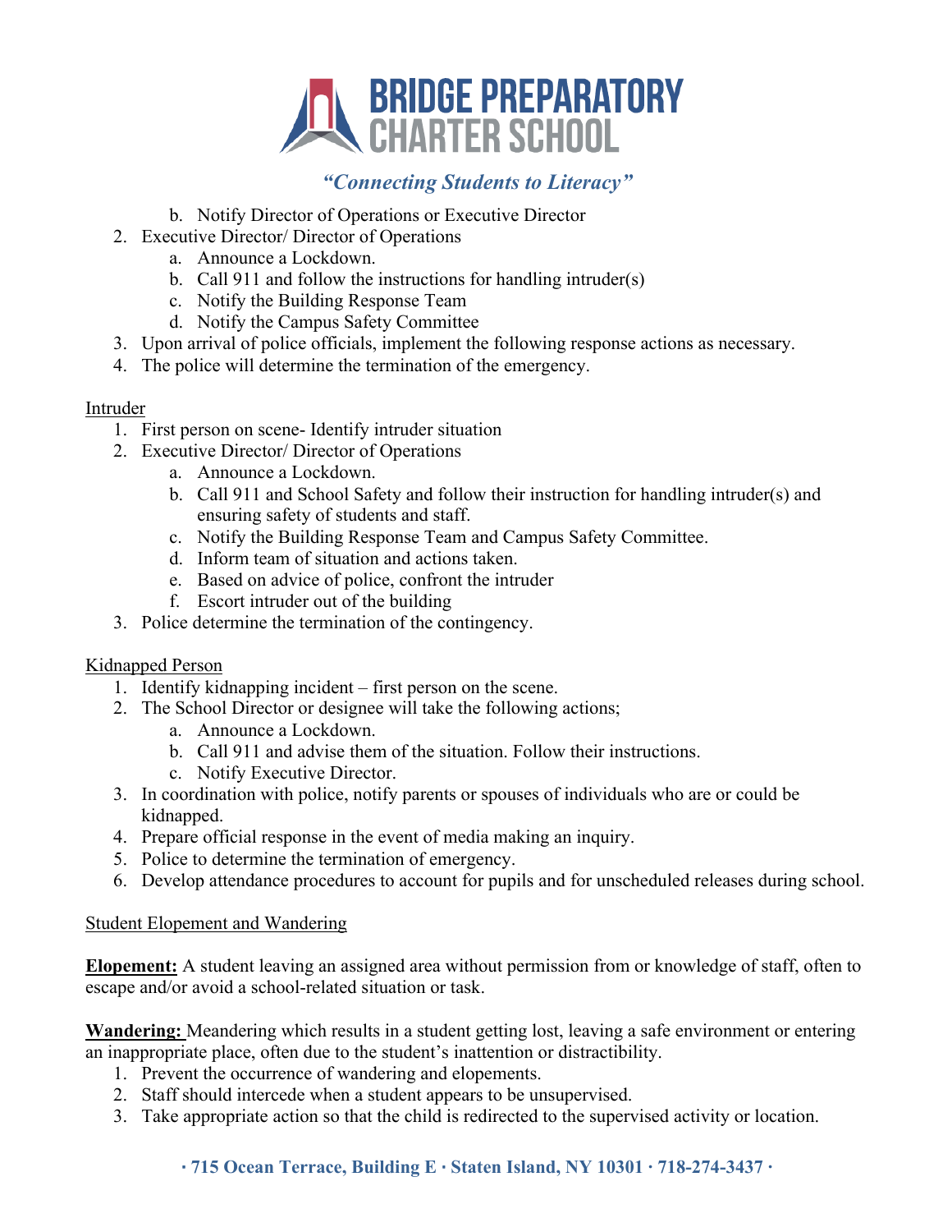b. Notify Director of Operations or Executive Director

2. Executive Director/ Director of Operations
    a. Announce a Lockdown.
    b. Call 911 and follow the instructions for handling intruder(s)
    c. Notify the Building Response Team
    d. Notify the Campus Safety Committee
3. Upon arrival of police officials, implement the following response actions as necessary.
4. The police will determine the termination of the emergency.

<u>Intruder</u>

1. First person on scene- Identify intruder situation
2. Executive Director/ Director of Operations
    a. Announce a Lockdown.
    b. Call 911 and School Safety and follow their instruction for handling intruder(s) and ensuring safety of students and staff.
    c. Notify the Building Response Team and Campus Safety Committee.
    d. Inform team of situation and actions taken.
    e. Based on advice of police, confront the intruder
    f. Escort intruder out of the building
3. Police determine the termination of the contingency.

<u>Kidnapped Person</u>

1. Identify kidnapping incident – first person on the scene.
2. The School Director or designee will take the following actions;
    a. Announce a Lockdown.
    b. Call 911 and advise them of the situation. Follow their instructions.
    c. Notify Executive Director.
3. In coordination with police, notify parents or spouses of individuals who are or could be kidnapped.
4. Prepare official response in the event of media making an inquiry.
5. Police to determine the termination of emergency.
6. Develop attendance procedures to account for pupils and for unscheduled releases during school.

<u>Student Elopement and Wandering</u>

**<u>Elopement:</u>** A student leaving an assigned area without permission from or knowledge of staff, often to escape and/or avoid a school-related situation or task.

**<u>Wandering:</u>** Meandering which results in a student getting lost, leaving a safe environment or entering an inappropriate place, often due to the student's inattention or distractibility.

1. Prevent the occurrence of wandering and elopements.
2. Staff should intercede when a student appears to be unsupervised.
3. Take appropriate action so that the child is redirected to the supervised activity or location.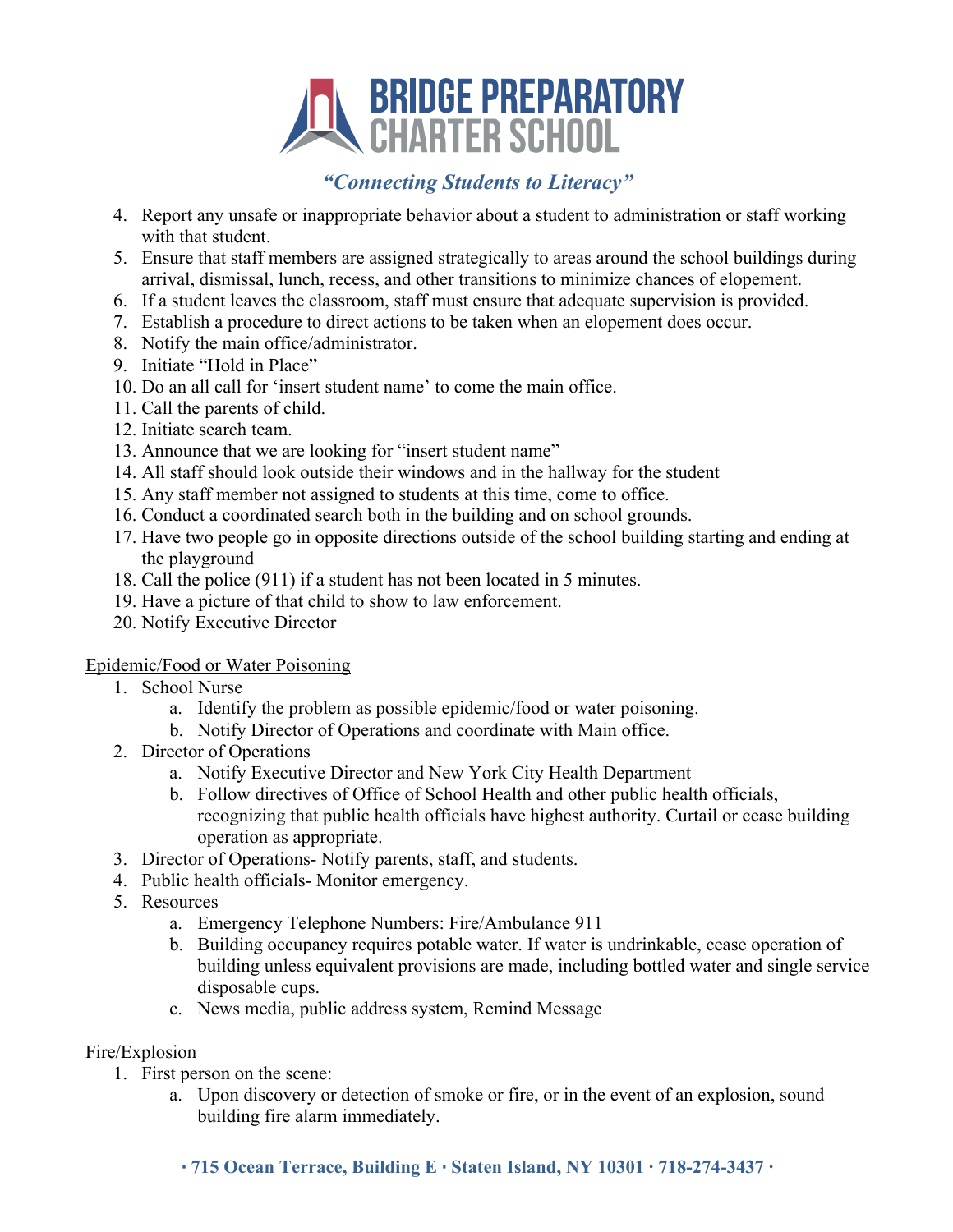4. Report any unsafe or inappropriate behavior about a student to administration or staff working with that student.
5. Ensure that staff members are assigned strategically to areas around the school buildings during arrival, dismissal, lunch, recess, and other transitions to minimize chances of elopement.
6. If a student leaves the classroom, staff must ensure that adequate supervision is provided.
7. Establish a procedure to direct actions to be taken when an elopement does occur.
8. Notify the main office/administrator.
9. Initiate "Hold in Place"
10. Do an all call for 'insert student name' to come the main office.
11. Call the parents of child.
12. Initiate search team.
13. Announce that we are looking for "insert student name"
14. All staff should look outside their windows and in the hallway for the student
15. Any staff member not assigned to students at this time, come to office.
16. Conduct a coordinated search both in the building and on school grounds.
17. Have two people go in opposite directions outside of the school building starting and ending at the playground
18. Call the police (911) if a student has not been located in 5 minutes.
19. Have a picture of that child to show to law enforcement.
20. Notify Executive Director

Epidemic/Food or Water Poisoning

1. School Nurse
   a. Identify the problem as possible epidemic/food or water poisoning.
   b. Notify Director of Operations and coordinate with Main office.
2. Director of Operations
   a. Notify Executive Director and New York City Health Department
   b. Follow directives of Office of School Health and other public health officials, recognizing that public health officials have highest authority. Curtail or cease building operation as appropriate.
3. Director of Operations- Notify parents, staff, and students.
4. Public health officials- Monitor emergency.
5. Resources
   a. Emergency Telephone Numbers: Fire/Ambulance 911
   b. Building occupancy requires potable water. If water is undrinkable, cease operation of building unless equivalent provisions are made, including bottled water and single service disposable cups.
   c. News media, public address system, Remind Message

Fire/Explosion

1. First person on the scene:
   a. Upon discovery or detection of smoke or fire, or in the event of an explosion, sound building fire alarm immediately.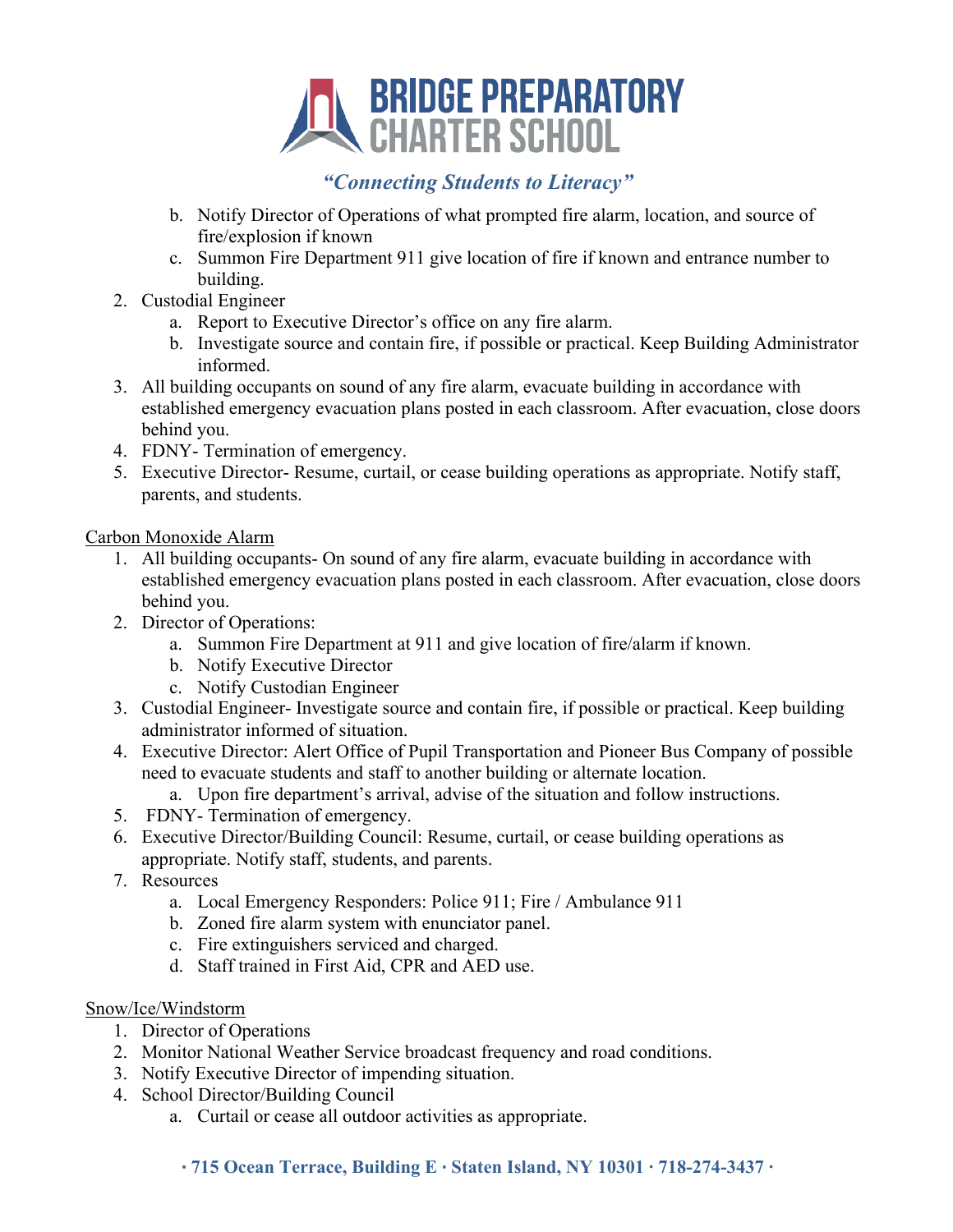b. Notify Director of Operations of what prompted fire alarm, location, and source of fire/explosion if known
   c. Summon Fire Department 911 give location of fire if known and entrance number to building.
2. Custodial Engineer
   a. Report to Executive Director's office on any fire alarm.
   b. Investigate source and contain fire, if possible or practical. Keep Building Administrator informed.
3. All building occupants on sound of any fire alarm, evacuate building in accordance with established emergency evacuation plans posted in each classroom. After evacuation, close doors behind you.
4. FDNY- Termination of emergency.
5. Executive Director- Resume, curtail, or cease building operations as appropriate. Notify staff, parents, and students.

<u>Carbon Monoxide Alarm</u>

1. All building occupants- On sound of any fire alarm, evacuate building in accordance with established emergency evacuation plans posted in each classroom. After evacuation, close doors behind you.
2. Director of Operations:
   a. Summon Fire Department at 911 and give location of fire/alarm if known.
   b. Notify Executive Director
   c. Notify Custodian Engineer
3. Custodial Engineer- Investigate source and contain fire, if possible or practical. Keep building administrator informed of situation.
4. Executive Director: Alert Office of Pupil Transportation and Pioneer Bus Company of possible need to evacuate students and staff to another building or alternate location.
   a. Upon fire department's arrival, advise of the situation and follow instructions.
5. FDNY- Termination of emergency.
6. Executive Director/Building Council: Resume, curtail, or cease building operations as appropriate. Notify staff, students, and parents.
7. Resources
   a. Local Emergency Responders: Police 911; Fire / Ambulance 911
   b. Zoned fire alarm system with enunciator panel.
   c. Fire extinguishers serviced and charged.
   d. Staff trained in First Aid, CPR and AED use.

<u>Snow/Ice/Windstorm</u>

1. Director of Operations
2. Monitor National Weather Service broadcast frequency and road conditions.
3. Notify Executive Director of impending situation.
4. School Director/Building Council
   a. Curtail or cease all outdoor activities as appropriate.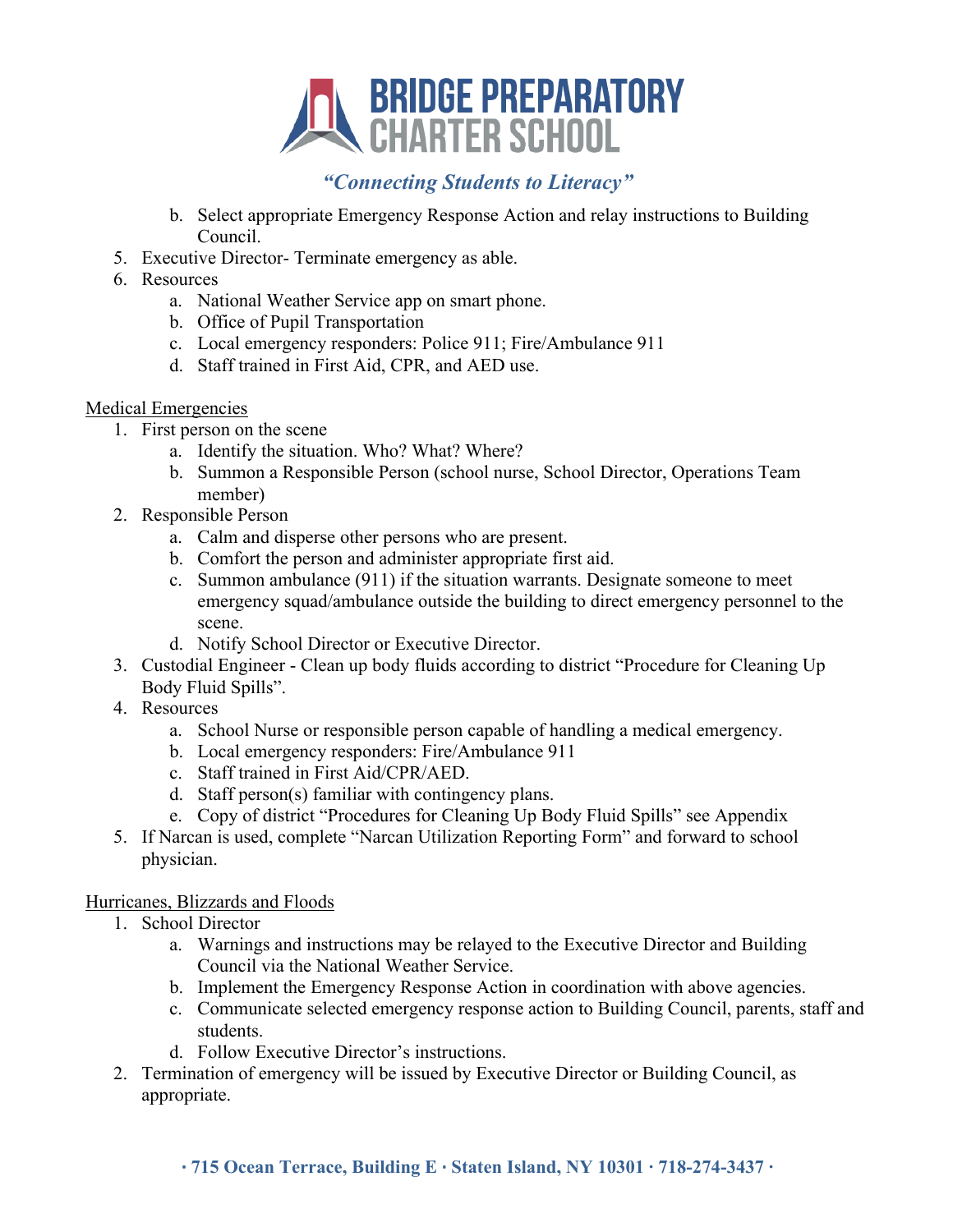b. Select appropriate Emergency Response Action and relay instructions to Building Council.
5. Executive Director- Terminate emergency as able.
6. Resources
   a. National Weather Service app on smart phone.
   b. Office of Pupil Transportation
   c. Local emergency responders: Police 911; Fire/Ambulance 911
   d. Staff trained in First Aid, CPR, and AED use.

Medical Emergencies

1. First person on the scene
   a. Identify the situation. Who? What? Where?
   b. Summon a Responsible Person (school nurse, School Director, Operations Team member)
2. Responsible Person
   a. Calm and disperse other persons who are present.
   b. Comfort the person and administer appropriate first aid.
   c. Summon ambulance (911) if the situation warrants. Designate someone to meet emergency squad/ambulance outside the building to direct emergency personnel to the scene.
   d. Notify School Director or Executive Director.
3. Custodial Engineer - Clean up body fluids according to district "Procedure for Cleaning Up Body Fluid Spills".
4. Resources
   a. School Nurse or responsible person capable of handling a medical emergency.
   b. Local emergency responders: Fire/Ambulance 911
   c. Staff trained in First Aid/CPR/AED.
   d. Staff person(s) familiar with contingency plans.
   e. Copy of district "Procedures for Cleaning Up Body Fluid Spills" see Appendix
5. If Narcan is used, complete "Narcan Utilization Reporting Form" and forward to school physician.

Hurricanes, Blizzards and Floods

1. School Director
   a. Warnings and instructions may be relayed to the Executive Director and Building Council via the National Weather Service.
   b. Implement the Emergency Response Action in coordination with above agencies.
   c. Communicate selected emergency response action to Building Council, parents, staff and students.
   d. Follow Executive Director's instructions.
2. Termination of emergency will be issued by Executive Director or Building Council, as appropriate.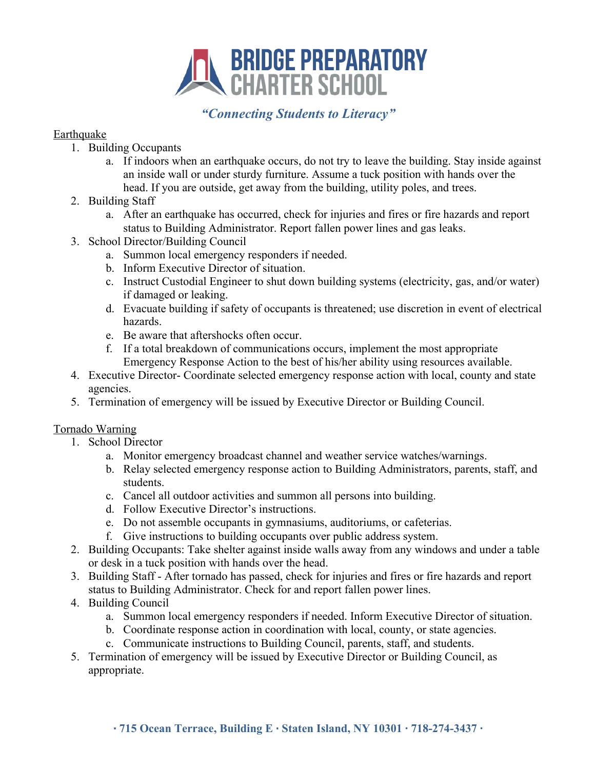## Earthquake

1. Building Occupants
   a. If indoors when an earthquake occurs, do not try to leave the building. Stay inside against an inside wall or under sturdy furniture. Assume a tuck position with hands over the head. If you are outside, get away from the building, utility poles, and trees.
2. Building Staff
   a. After an earthquake has occurred, check for injuries and fires or fire hazards and report status to Building Administrator. Report fallen power lines and gas leaks.
3. School Director/Building Council
   a. Summon local emergency responders if needed.
   b. Inform Executive Director of situation.
   c. Instruct Custodial Engineer to shut down building systems (electricity, gas, and/or water) if damaged or leaking.
   d. Evacuate building if safety of occupants is threatened; use discretion in event of electrical hazards.
   e. Be aware that aftershocks often occur.
   f. If a total breakdown of communications occurs, implement the most appropriate Emergency Response Action to the best of his/her ability using resources available.
4. Executive Director- Coordinate selected emergency response action with local, county and state agencies.
5. Termination of emergency will be issued by Executive Director or Building Council.

## Tornado Warning

1. School Director
   a. Monitor emergency broadcast channel and weather service watches/warnings.
   b. Relay selected emergency response action to Building Administrators, parents, staff, and students.
   c. Cancel all outdoor activities and summon all persons into building.
   d. Follow Executive Director's instructions.
   e. Do not assemble occupants in gymnasiums, auditoriums, or cafeterias.
   f. Give instructions to building occupants over public address system.
2. Building Occupants: Take shelter against inside walls away from any windows and under a table or desk in a tuck position with hands over the head.
3. Building Staff - After tornado has passed, check for injuries and fires or fire hazards and report status to Building Administrator. Check for and report fallen power lines.
4. Building Council
   a. Summon local emergency responders if needed. Inform Executive Director of situation.
   b. Coordinate response action in coordination with local, county, or state agencies.
   c. Communicate instructions to Building Council, parents, staff, and students.
5. Termination of emergency will be issued by Executive Director or Building Council, as appropriate.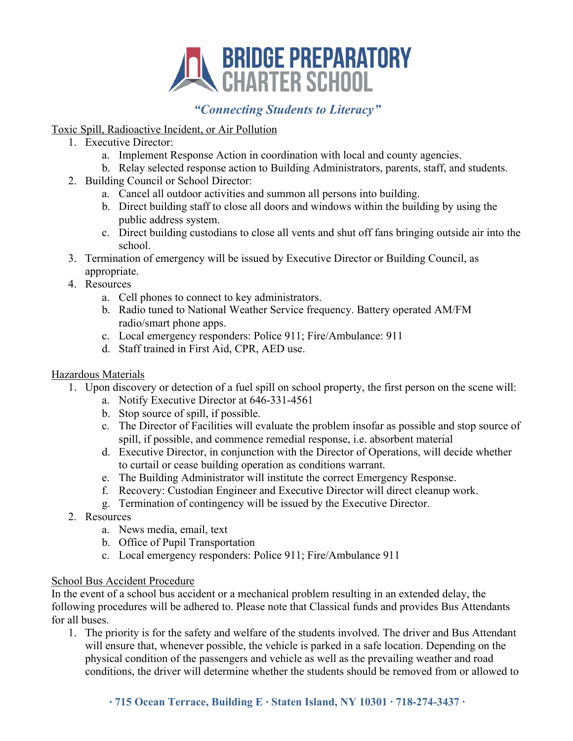Toxic Spill, Radioactive Incident, or Air Pollution

1. Executive Director:
   a. Implement Response Action in coordination with local and county agencies.
   b. Relay selected response action to Building Administrators, parents, staff, and students.
2. Building Council or School Director:
   a. Cancel all outdoor activities and summon all persons into building.
   b. Direct building staff to close all doors and windows within the building by using the public address system.
   c. Direct building custodians to close all vents and shut off fans bringing outside air into the school.
3. Termination of emergency will be issued by Executive Director or Building Council, as appropriate.
4. Resources
   a. Cell phones to connect to key administrators.
   b. Radio tuned to National Weather Service frequency. Battery operated AM/FM radio/smart phone apps.
   c. Local emergency responders: Police 911; Fire/Ambulance: 911
   d. Staff trained in First Aid, CPR, AED use.

Hazardous Materials

1. Upon discovery or detection of a fuel spill on school property, the first person on the scene will:
   a. Notify Executive Director at 646-331-4561
   b. Stop source of spill, if possible.
   c. The Director of Facilities will evaluate the problem insofar as possible and stop source of spill, if possible, and commence remedial response, i.e. absorbent material
   d. Executive Director, in conjunction with the Director of Operations, will decide whether to curtail or cease building operation as conditions warrant.
   e. The Building Administrator will institute the correct Emergency Response.
   f. Recovery: Custodian Engineer and Executive Director will direct cleanup work.
   g. Termination of contingency will be issued by the Executive Director.
2. Resources
   a. News media, email, text
   b. Office of Pupil Transportation
   c. Local emergency responders: Police 911; Fire/Ambulance 911

School Bus Accident Procedure

In the event of a school bus accident or a mechanical problem resulting in an extended delay, the following procedures will be adhered to. Please note that Classical funds and provides Bus Attendants for all buses.

1. The priority is for the safety and welfare of the students involved. The driver and Bus Attendant will ensure that, whenever possible, the vehicle is parked in a safe location. Depending on the physical condition of the passengers and vehicle as well as the prevailing weather and road conditions, the driver will determine whether the students should be removed from or allowed to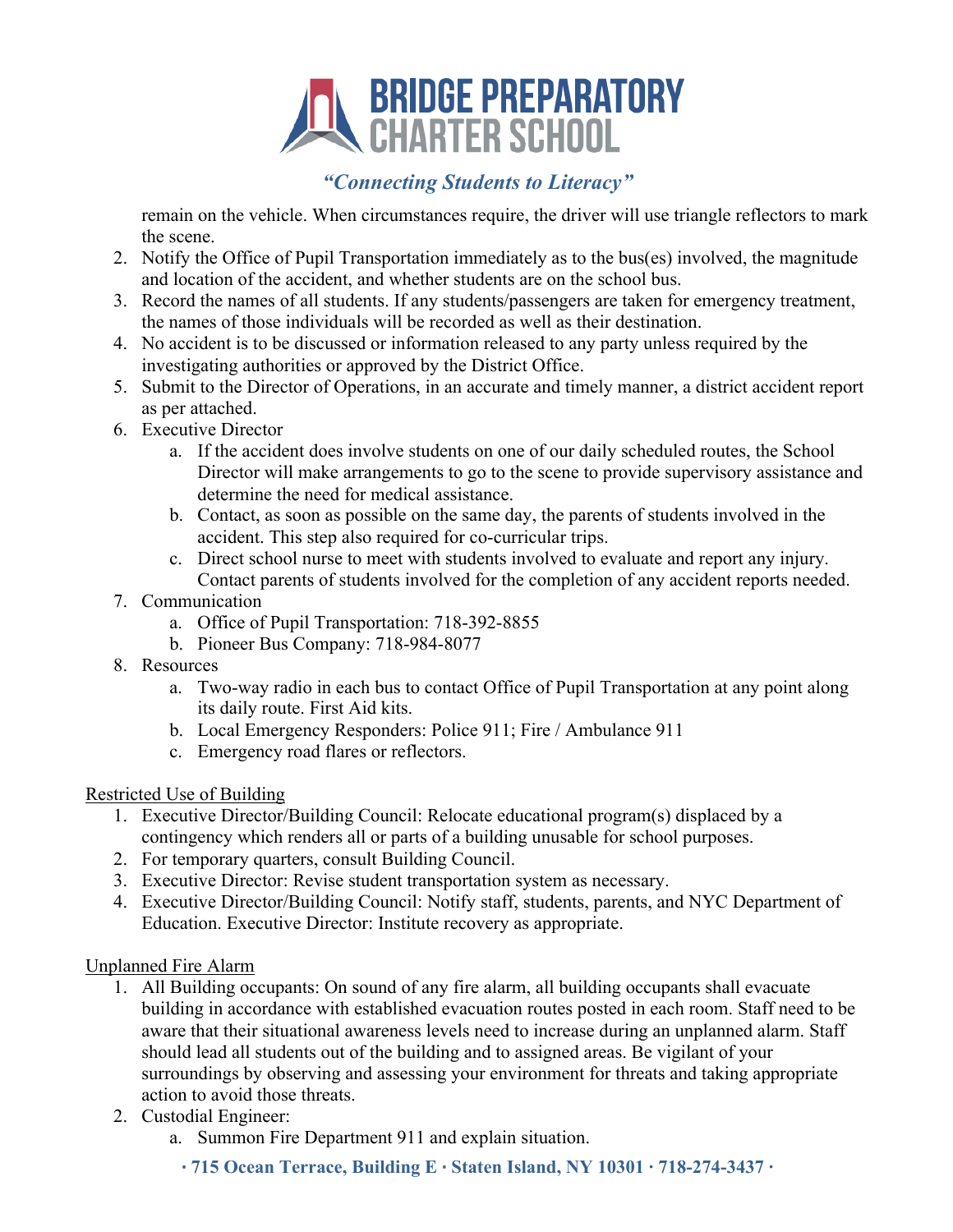remain on the vehicle. When circumstances require, the driver will use triangle reflectors to mark the scene.

2. Notify the Office of Pupil Transportation immediately as to the bus(es) involved, the magnitude and location of the accident, and whether students are on the school bus.
3. Record the names of all students. If any students/passengers are taken for emergency treatment, the names of those individuals will be recorded as well as their destination.
4. No accident is to be discussed or information released to any party unless required by the investigating authorities or approved by the District Office.
5. Submit to the Director of Operations, in an accurate and timely manner, a district accident report as per attached.
6. Executive Director
   a. If the accident does involve students on one of our daily scheduled routes, the School Director will make arrangements to go to the scene to provide supervisory assistance and determine the need for medical assistance.
   b. Contact, as soon as possible on the same day, the parents of students involved in the accident. This step also required for co-curricular trips.
   c. Direct school nurse to meet with students involved to evaluate and report any injury. Contact parents of students involved for the completion of any accident reports needed.
7. Communication
   a. Office of Pupil Transportation: 718-392-8855
   b. Pioneer Bus Company: 718-984-8077
8. Resources
   a. Two-way radio in each bus to contact Office of Pupil Transportation at any point along its daily route. First Aid kits.
   b. Local Emergency Responders: Police 911; Fire / Ambulance 911
   c. Emergency road flares or reflectors.

<u>Restricted Use of Building</u>

1. Executive Director/Building Council: Relocate educational program(s) displaced by a contingency which renders all or parts of a building unusable for school purposes.
2. For temporary quarters, consult Building Council.
3. Executive Director: Revise student transportation system as necessary.
4. Executive Director/Building Council: Notify staff, students, parents, and NYC Department of Education. Executive Director: Institute recovery as appropriate.

<u>Unplanned Fire Alarm</u>

1. All Building occupants: On sound of any fire alarm, all building occupants shall evacuate building in accordance with established evacuation routes posted in each room. Staff need to be aware that their situational awareness levels need to increase during an unplanned alarm. Staff should lead all students out of the building and to assigned areas. Be vigilant of your surroundings by observing and assessing your environment for threats and taking appropriate action to avoid those threats.
2. Custodial Engineer:
   a. Summon Fire Department 911 and explain situation.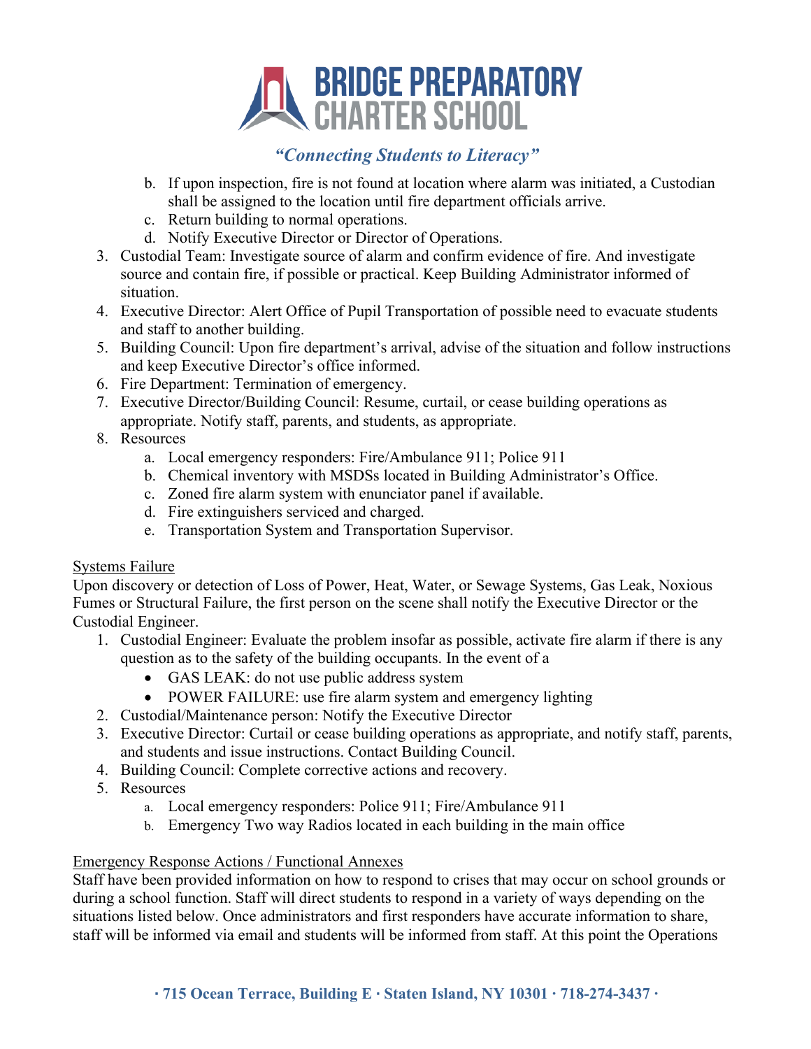b. If upon inspection, fire is not found at location where alarm was initiated, a Custodian shall be assigned to the location until fire department officials arrive.
   c. Return building to normal operations.
   d. Notify Executive Director or Director of Operations.
3. Custodial Team: Investigate source of alarm and confirm evidence of fire. And investigate source and contain fire, if possible or practical. Keep Building Administrator informed of situation.
4. Executive Director: Alert Office of Pupil Transportation of possible need to evacuate students and staff to another building.
5. Building Council: Upon fire department's arrival, advise of the situation and follow instructions and keep Executive Director's office informed.
6. Fire Department: Termination of emergency.
7. Executive Director/Building Council: Resume, curtail, or cease building operations as appropriate. Notify staff, parents, and students, as appropriate.
8. Resources
   a. Local emergency responders: Fire/Ambulance 911; Police 911
   b. Chemical inventory with MSDSs located in Building Administrator's Office.
   c. Zoned fire alarm system with enunciator panel if available.
   d. Fire extinguishers serviced and charged.
   e. Transportation System and Transportation Supervisor.

<u>Systems Failure</u>

Upon discovery or detection of Loss of Power, Heat, Water, or Sewage Systems, Gas Leak, Noxious Fumes or Structural Failure, the first person on the scene shall notify the Executive Director or the Custodial Engineer.

1. Custodial Engineer: Evaluate the problem insofar as possible, activate fire alarm if there is any question as to the safety of the building occupants. In the event of a
   - GAS LEAK: do not use public address system
   - POWER FAILURE: use fire alarm system and emergency lighting
2. Custodial/Maintenance person: Notify the Executive Director
3. Executive Director: Curtail or cease building operations as appropriate, and notify staff, parents, and students and issue instructions. Contact Building Council.
4. Building Council: Complete corrective actions and recovery.
5. Resources
   a. Local emergency responders: Police 911; Fire/Ambulance 911
   b. Emergency Two way Radios located in each building in the main office

<u>Emergency Response Actions / Functional Annexes</u>

Staff have been provided information on how to respond to crises that may occur on school grounds or during a school function. Staff will direct students to respond in a variety of ways depending on the situations listed below. Once administrators and first responders have accurate information to share, staff will be informed via email and students will be informed from staff. At this point the Operations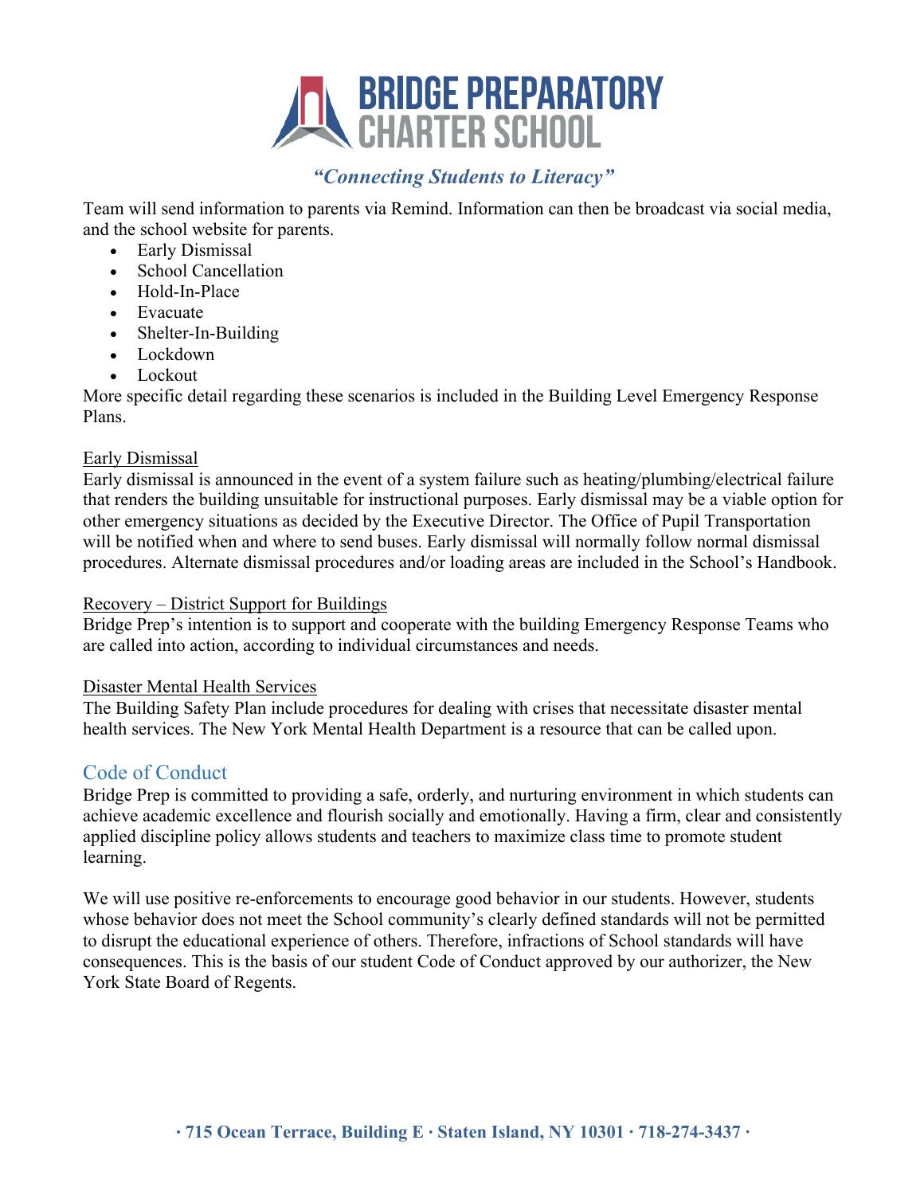Team will send information to parents via Remind. Information can then be broadcast via social media, and the school website for parents.

- Early Dismissal
- School Cancellation
- Hold-In-Place
- Evacuate
- Shelter-In-Building
- Lockdown
- Lockout

More specific detail regarding these scenarios is included in the Building Level Emergency Response Plans.

Early Dismissal

Early dismissal is announced in the event of a system failure such as heating/plumbing/electrical failure that renders the building unsuitable for instructional purposes. Early dismissal may be a viable option for other emergency situations as decided by the Executive Director. The Office of Pupil Transportation will be notified when and where to send buses. Early dismissal will normally follow normal dismissal procedures. Alternate dismissal procedures and/or loading areas are included in the School's Handbook.

Recovery – District Support for Buildings

Bridge Prep's intention is to support and cooperate with the building Emergency Response Teams who are called into action, according to individual circumstances and needs.

Disaster Mental Health Services

The Building Safety Plan include procedures for dealing with crises that necessitate disaster mental health services. The New York Mental Health Department is a resource that can be called upon.

## Code of Conduct

Bridge Prep is committed to providing a safe, orderly, and nurturing environment in which students can achieve academic excellence and flourish socially and emotionally. Having a firm, clear and consistently applied discipline policy allows students and teachers to maximize class time to promote student learning.

We will use positive re-enforcements to encourage good behavior in our students. However, students whose behavior does not meet the School community's clearly defined standards will not be permitted to disrupt the educational experience of others. Therefore, infractions of School standards will have consequences. This is the basis of our student Code of Conduct approved by our authorizer, the New York State Board of Regents.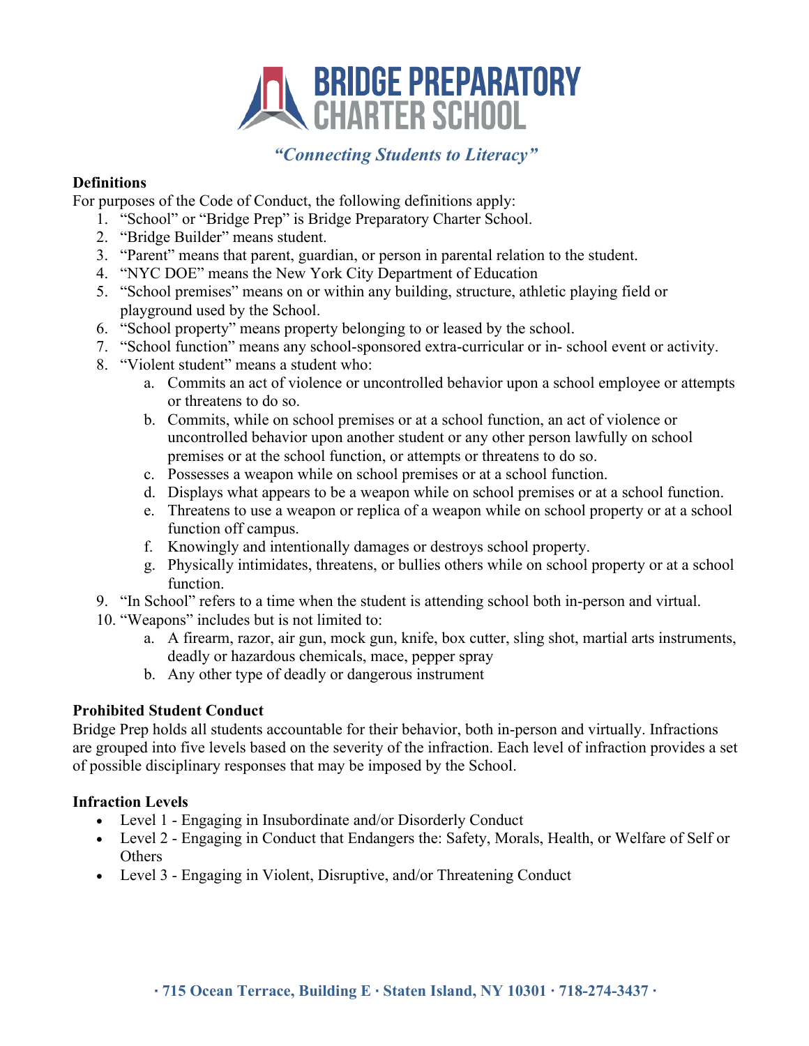**Definitions**

For purposes of the Code of Conduct, the following definitions apply:

1. "School" or "Bridge Prep" is Bridge Preparatory Charter School.
2. "Bridge Builder" means student.
3. "Parent" means that parent, guardian, or person in parental relation to the student.
4. "NYC DOE" means the New York City Department of Education
5. "School premises" means on or within any building, structure, athletic playing field or playground used by the School.
6. "School property" means property belonging to or leased by the school.
7. "School function" means any school-sponsored extra-curricular or in- school event or activity.
8. "Violent student" means a student who:
    a. Commits an act of violence or uncontrolled behavior upon a school employee or attempts or threatens to do so.
    b. Commits, while on school premises or at a school function, an act of violence or uncontrolled behavior upon another student or any other person lawfully on school premises or at the school function, or attempts or threatens to do so.
    c. Possesses a weapon while on school premises or at a school function.
    d. Displays what appears to be a weapon while on school premises or at a school function.
    e. Threatens to use a weapon or replica of a weapon while on school property or at a school function off campus.
    f. Knowingly and intentionally damages or destroys school property.
    g. Physically intimidates, threatens, or bullies others while on school property or at a school function.
9. "In School" refers to a time when the student is attending school both in-person and virtual.
10. "Weapons" includes but is not limited to:
    a. A firearm, razor, air gun, mock gun, knife, box cutter, sling shot, martial arts instruments, deadly or hazardous chemicals, mace, pepper spray
    b. Any other type of deadly or dangerous instrument

**Prohibited Student Conduct**

Bridge Prep holds all students accountable for their behavior, both in-person and virtually. Infractions are grouped into five levels based on the severity of the infraction. Each level of infraction provides a set of possible disciplinary responses that may be imposed by the School.

**Infraction Levels**

- Level 1 - Engaging in Insubordinate and/or Disorderly Conduct
- Level 2 - Engaging in Conduct that Endangers the: Safety, Morals, Health, or Welfare of Self or Others
- Level 3 - Engaging in Violent, Disruptive, and/or Threatening Conduct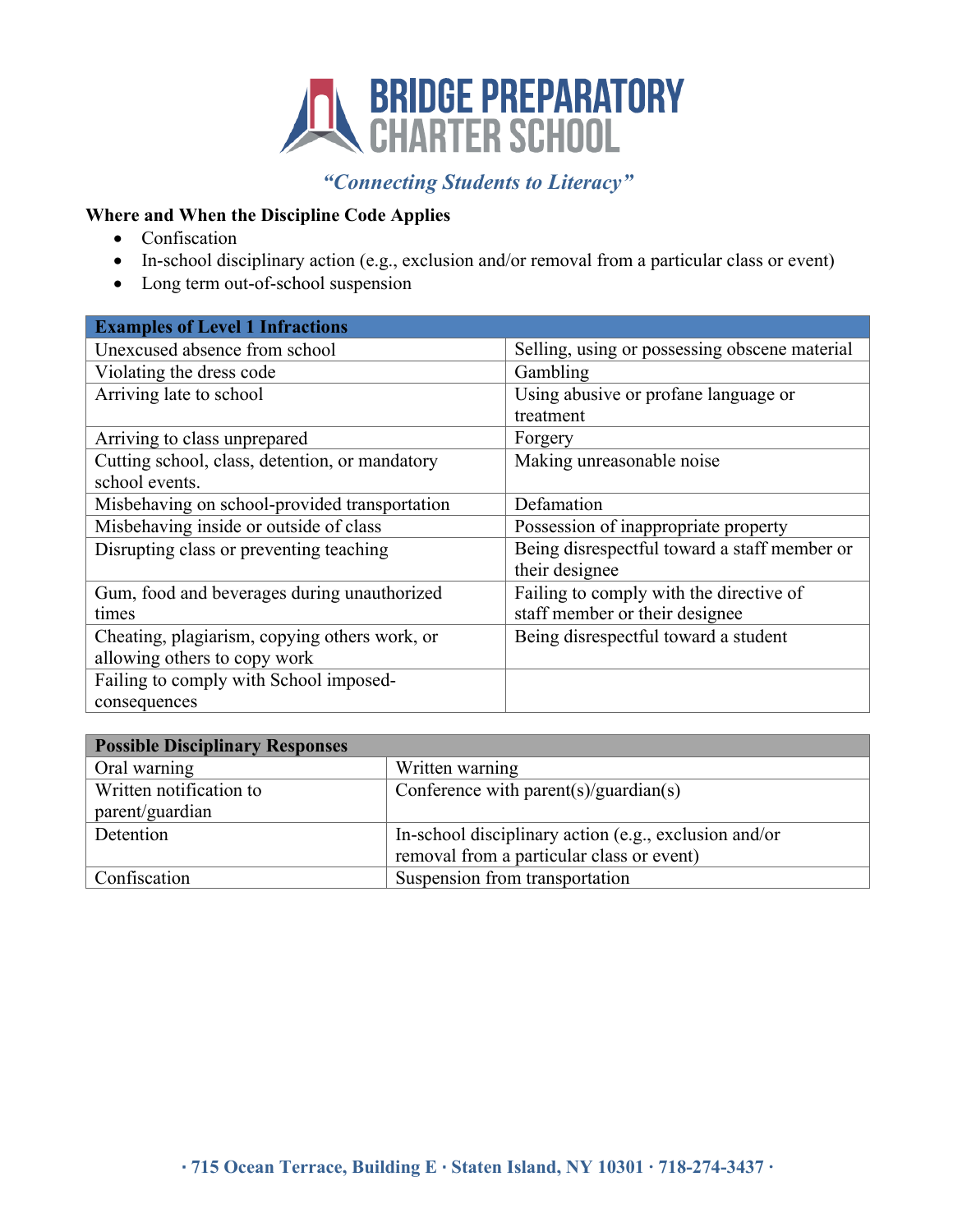*“Connecting Students to Literacy”*

**Where and When the Discipline Code Applies**

- Confiscation
- In-school disciplinary action (e.g., exclusion and/or removal from a particular class or event)
- Long term out-of-school suspension

| Examples of Level 1 Infractions | |
|---|---|
| Unexcused absence from school | Selling, using or possessing obscene material |
| Violating the dress code | Gambling |
| Arriving late to school | Using abusive or profane language or treatment |
| Arriving to class unprepared | Forgery |
| Cutting school, class, detention, or mandatory school events. | Making unreasonable noise |
| Misbehaving on school-provided transportation | Defamation |
| Misbehaving inside or outside of class | Possession of inappropriate property |
| Disrupting class or preventing teaching | Being disrespectful toward a staff member or their designee |
| Gum, food and beverages during unauthorized times | Failing to comply with the directive of staff member or their designee |
| Cheating, plagiarism, copying others work, or allowing others to copy work | Being disrespectful toward a student |
| Failing to comply with School imposed-consequences | |

| Possible Disciplinary Responses | |
|---|---|
| Oral warning | Written warning |
| Written notification to parent/guardian | Conference with parent(s)/guardian(s) |
| Detention | In-school disciplinary action (e.g., exclusion and/or removal from a particular class or event) |
| Confiscation | Suspension from transportation |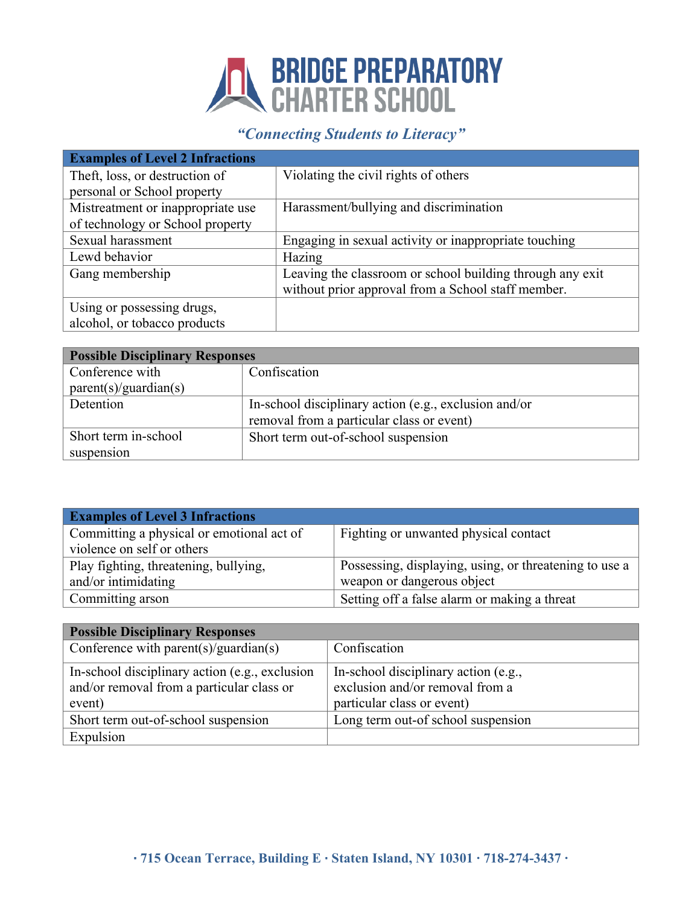# BRIDGE PREPARATORY CHARTER SCHOOL

*"Connecting Students to Literacy"*

| Examples of Level 2 Infractions | |
|---|---|
| Theft, loss, or destruction of personal or School property | Violating the civil rights of others |
| Mistreatment or inappropriate use of technology or School property | Harassment/bullying and discrimination |
| Sexual harassment | Engaging in sexual activity or inappropriate touching |
| Lewd behavior | Hazing |
| Gang membership | Leaving the classroom or school building through any exit without prior approval from a School staff member. |
| Using or possessing drugs, alcohol, or tobacco products | |

| Possible Disciplinary Responses | |
|---|---|
| Conference with parent(s)/guardian(s) | Confiscation |
| Detention | In-school disciplinary action (e.g., exclusion and/or removal from a particular class or event) |
| Short term in-school suspension | Short term out-of-school suspension |

| Examples of Level 3 Infractions | |
|---|---|
| Committing a physical or emotional act of violence on self or others | Fighting or unwanted physical contact |
| Play fighting, threatening, bullying, and/or intimidating | Possessing, displaying, using, or threatening to use a weapon or dangerous object |
| Committing arson | Setting off a false alarm or making a threat |

| Possible Disciplinary Responses | |
|---|---|
| Conference with parent(s)/guardian(s) | Confiscation |
| In-school disciplinary action (e.g., exclusion and/or removal from a particular class or event) | In-school disciplinary action (e.g., exclusion and/or removal from a particular class or event) |
| Short term out-of-school suspension | Long term out-of school suspension |
| Expulsion | |

**· 715 Ocean Terrace, Building E · Staten Island, NY 10301 · 718-274-3437 ·**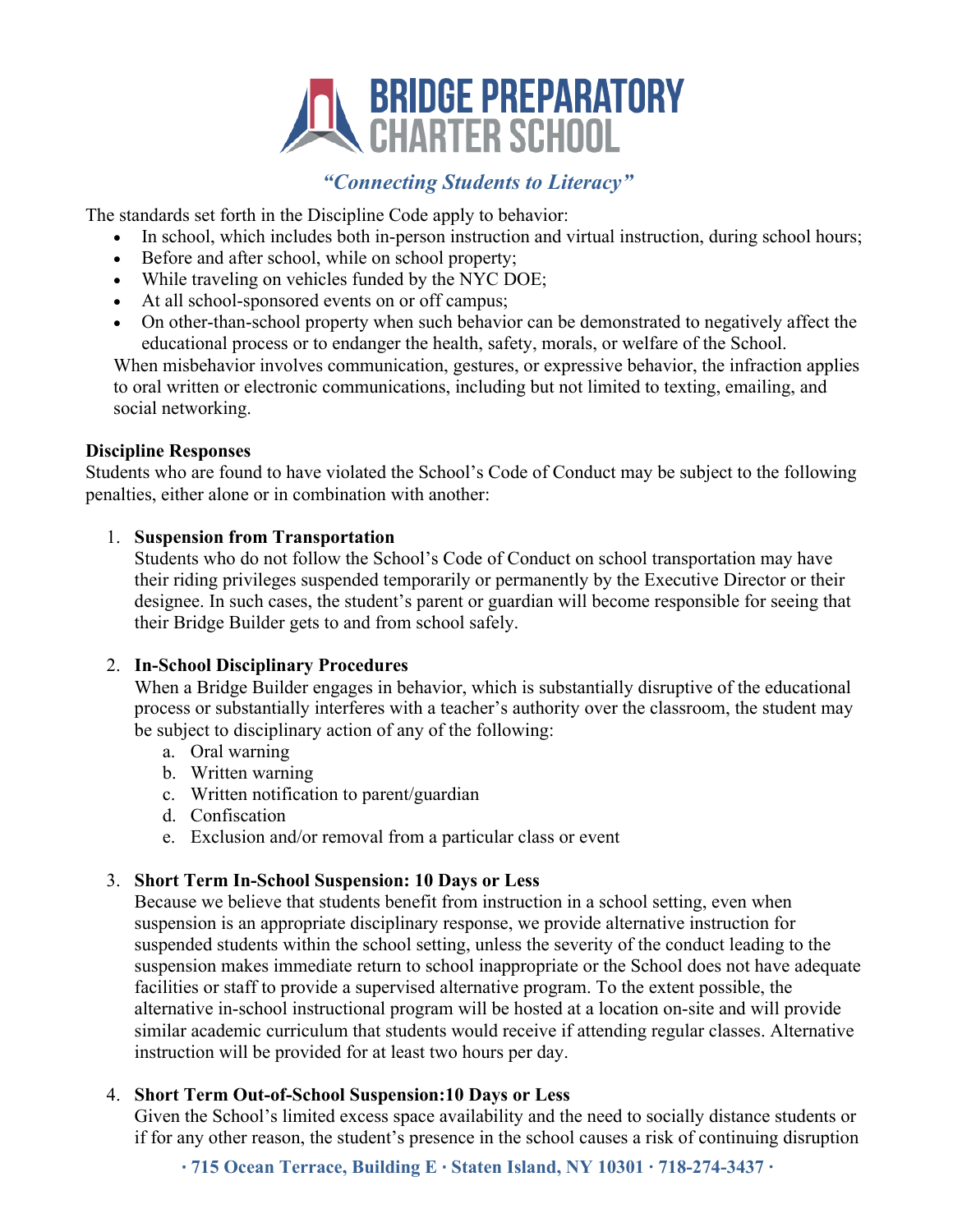The standards set forth in the Discipline Code apply to behavior:

- In school, which includes both in-person instruction and virtual instruction, during school hours;
- Before and after school, while on school property;
- While traveling on vehicles funded by the NYC DOE;
- At all school-sponsored events on or off campus;
- On other-than-school property when such behavior can be demonstrated to negatively affect the educational process or to endanger the health, safety, morals, or welfare of the School.

When misbehavior involves communication, gestures, or expressive behavior, the infraction applies to oral written or electronic communications, including but not limited to texting, emailing, and social networking.

**Discipline Responses**

Students who are found to have violated the School's Code of Conduct may be subject to the following penalties, either alone or in combination with another:

1. **Suspension from Transportation**
   Students who do not follow the School's Code of Conduct on school transportation may have their riding privileges suspended temporarily or permanently by the Executive Director or their designee. In such cases, the student's parent or guardian will become responsible for seeing that their Bridge Builder gets to and from school safely.

2. **In-School Disciplinary Procedures**
   When a Bridge Builder engages in behavior, which is substantially disruptive of the educational process or substantially interferes with a teacher's authority over the classroom, the student may be subject to disciplinary action of any of the following:
   a. Oral warning
   b. Written warning
   c. Written notification to parent/guardian
   d. Confiscation
   e. Exclusion and/or removal from a particular class or event

3. **Short Term In-School Suspension: 10 Days or Less**
   Because we believe that students benefit from instruction in a school setting, even when suspension is an appropriate disciplinary response, we provide alternative instruction for suspended students within the school setting, unless the severity of the conduct leading to the suspension makes immediate return to school inappropriate or the School does not have adequate facilities or staff to provide a supervised alternative program. To the extent possible, the alternative in-school instructional program will be hosted at a location on-site and will provide similar academic curriculum that students would receive if attending regular classes. Alternative instruction will be provided for at least two hours per day.

4. **Short Term Out-of-School Suspension:10 Days or Less**
   Given the School's limited excess space availability and the need to socially distance students or if for any other reason, the student's presence in the school causes a risk of continuing disruption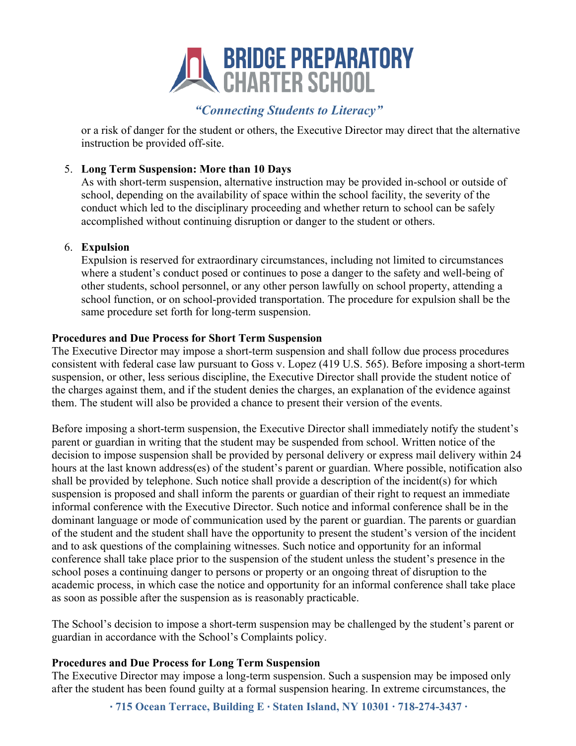or a risk of danger for the student or others, the Executive Director may direct that the alternative instruction be provided off-site.

5. **Long Term Suspension: More than 10 Days**
   As with short-term suspension, alternative instruction may be provided in-school or outside of school, depending on the availability of space within the school facility, the severity of the conduct which led to the disciplinary proceeding and whether return to school can be safely accomplished without continuing disruption or danger to the student or others.

6. **Expulsion**
   Expulsion is reserved for extraordinary circumstances, including not limited to circumstances where a student's conduct posed or continues to pose a danger to the safety and well-being of other students, school personnel, or any other person lawfully on school property, attending a school function, or on school-provided transportation. The procedure for expulsion shall be the same procedure set forth for long-term suspension.

**Procedures and Due Process for Short Term Suspension**
The Executive Director may impose a short-term suspension and shall follow due process procedures consistent with federal case law pursuant to Goss v. Lopez (419 U.S. 565). Before imposing a short-term suspension, or other, less serious discipline, the Executive Director shall provide the student notice of the charges against them, and if the student denies the charges, an explanation of the evidence against them. The student will also be provided a chance to present their version of the events.

Before imposing a short-term suspension, the Executive Director shall immediately notify the student's parent or guardian in writing that the student may be suspended from school. Written notice of the decision to impose suspension shall be provided by personal delivery or express mail delivery within 24 hours at the last known address(es) of the student's parent or guardian. Where possible, notification also shall be provided by telephone. Such notice shall provide a description of the incident(s) for which suspension is proposed and shall inform the parents or guardian of their right to request an immediate informal conference with the Executive Director. Such notice and informal conference shall be in the dominant language or mode of communication used by the parent or guardian. The parents or guardian of the student and the student shall have the opportunity to present the student's version of the incident and to ask questions of the complaining witnesses. Such notice and opportunity for an informal conference shall take place prior to the suspension of the student unless the student's presence in the school poses a continuing danger to persons or property or an ongoing threat of disruption to the academic process, in which case the notice and opportunity for an informal conference shall take place as soon as possible after the suspension as is reasonably practicable.

The School's decision to impose a short-term suspension may be challenged by the student's parent or guardian in accordance with the School's Complaints policy.

**Procedures and Due Process for Long Term Suspension**
The Executive Director may impose a long-term suspension. Such a suspension may be imposed only after the student has been found guilty at a formal suspension hearing. In extreme circumstances, the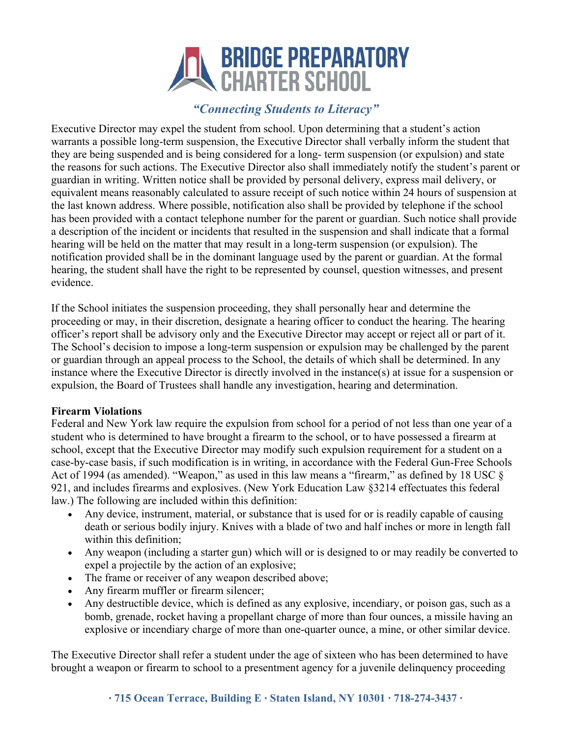Executive Director may expel the student from school. Upon determining that a student's action warrants a possible long-term suspension, the Executive Director shall verbally inform the student that they are being suspended and is being considered for a long- term suspension (or expulsion) and state the reasons for such actions. The Executive Director also shall immediately notify the student's parent or guardian in writing. Written notice shall be provided by personal delivery, express mail delivery, or equivalent means reasonably calculated to assure receipt of such notice within 24 hours of suspension at the last known address. Where possible, notification also shall be provided by telephone if the school has been provided with a contact telephone number for the parent or guardian. Such notice shall provide a description of the incident or incidents that resulted in the suspension and shall indicate that a formal hearing will be held on the matter that may result in a long-term suspension (or expulsion). The notification provided shall be in the dominant language used by the parent or guardian. At the formal hearing, the student shall have the right to be represented by counsel, question witnesses, and present evidence.

If the School initiates the suspension proceeding, they shall personally hear and determine the proceeding or may, in their discretion, designate a hearing officer to conduct the hearing. The hearing officer's report shall be advisory only and the Executive Director may accept or reject all or part of it. The School's decision to impose a long-term suspension or expulsion may be challenged by the parent or guardian through an appeal process to the School, the details of which shall be determined. In any instance where the Executive Director is directly involved in the instance(s) at issue for a suspension or expulsion, the Board of Trustees shall handle any investigation, hearing and determination.

**Firearm Violations**

Federal and New York law require the expulsion from school for a period of not less than one year of a student who is determined to have brought a firearm to the school, or to have possessed a firearm at school, except that the Executive Director may modify such expulsion requirement for a student on a case-by-case basis, if such modification is in writing, in accordance with the Federal Gun-Free Schools Act of 1994 (as amended). "Weapon," as used in this law means a "firearm," as defined by 18 USC § 921, and includes firearms and explosives. (New York Education Law §3214 effectuates this federal law.) The following are included within this definition:

- Any device, instrument, material, or substance that is used for or is readily capable of causing death or serious bodily injury. Knives with a blade of two and half inches or more in length fall within this definition;
- Any weapon (including a starter gun) which will or is designed to or may readily be converted to expel a projectile by the action of an explosive;
- The frame or receiver of any weapon described above;
- Any firearm muffler or firearm silencer;
- Any destructible device, which is defined as any explosive, incendiary, or poison gas, such as a bomb, grenade, rocket having a propellant charge of more than four ounces, a missile having an explosive or incendiary charge of more than one-quarter ounce, a mine, or other similar device.

The Executive Director shall refer a student under the age of sixteen who has been determined to have brought a weapon or firearm to school to a presentment agency for a juvenile delinquency proceeding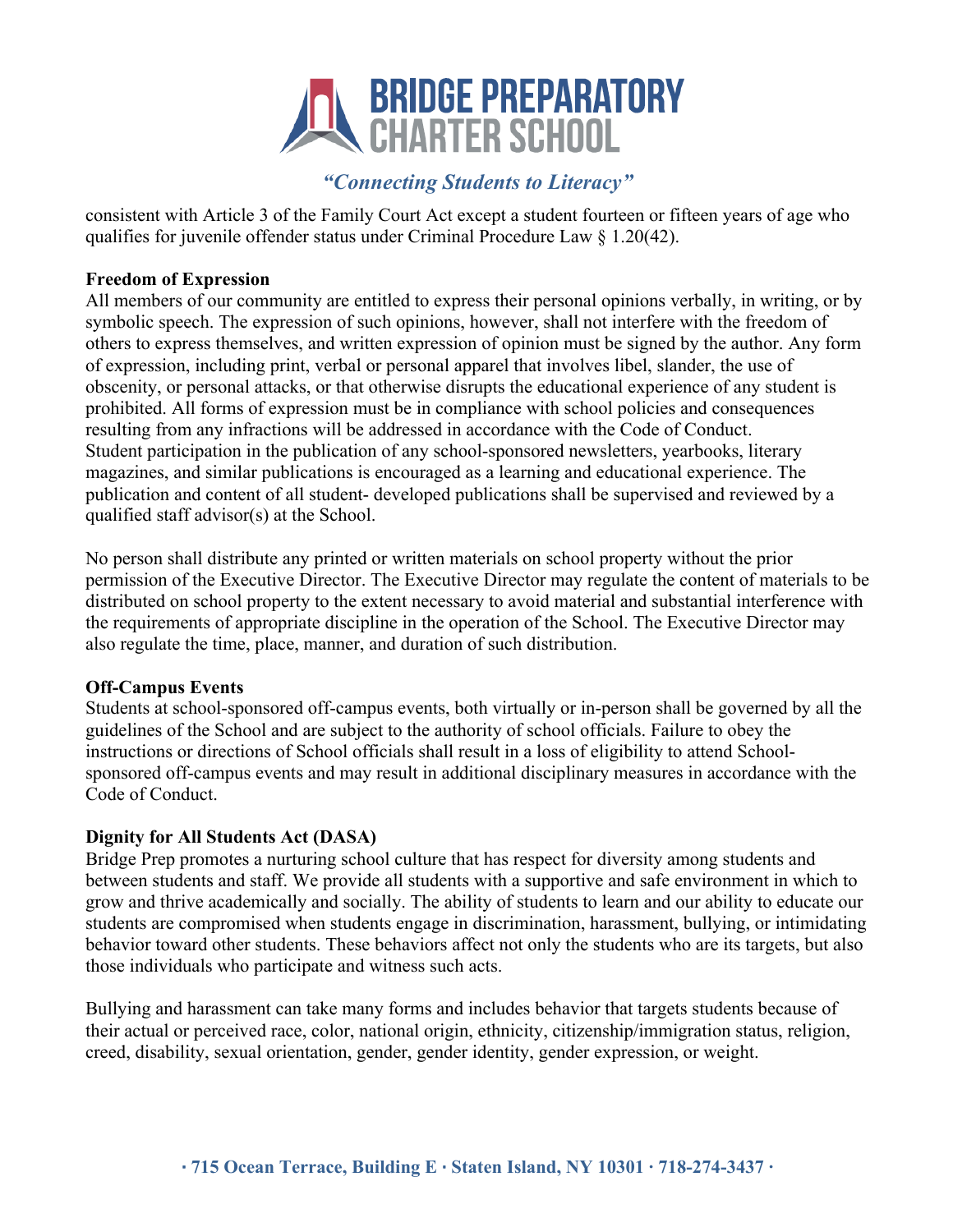consistent with Article 3 of the Family Court Act except a student fourteen or fifteen years of age who qualifies for juvenile offender status under Criminal Procedure Law § 1.20(42).

**Freedom of Expression**

All members of our community are entitled to express their personal opinions verbally, in writing, or by symbolic speech. The expression of such opinions, however, shall not interfere with the freedom of others to express themselves, and written expression of opinion must be signed by the author. Any form of expression, including print, verbal or personal apparel that involves libel, slander, the use of obscenity, or personal attacks, or that otherwise disrupts the educational experience of any student is prohibited. All forms of expression must be in compliance with school policies and consequences resulting from any infractions will be addressed in accordance with the Code of Conduct.
Student participation in the publication of any school-sponsored newsletters, yearbooks, literary magazines, and similar publications is encouraged as a learning and educational experience. The publication and content of all student- developed publications shall be supervised and reviewed by a qualified staff advisor(s) at the School.

No person shall distribute any printed or written materials on school property without the prior permission of the Executive Director. The Executive Director may regulate the content of materials to be distributed on school property to the extent necessary to avoid material and substantial interference with the requirements of appropriate discipline in the operation of the School. The Executive Director may also regulate the time, place, manner, and duration of such distribution.

**Off-Campus Events**

Students at school-sponsored off-campus events, both virtually or in-person shall be governed by all the guidelines of the School and are subject to the authority of school officials. Failure to obey the instructions or directions of School officials shall result in a loss of eligibility to attend School-sponsored off-campus events and may result in additional disciplinary measures in accordance with the Code of Conduct.

**Dignity for All Students Act (DASA)**

Bridge Prep promotes a nurturing school culture that has respect for diversity among students and between students and staff. We provide all students with a supportive and safe environment in which to grow and thrive academically and socially. The ability of students to learn and our ability to educate our students are compromised when students engage in discrimination, harassment, bullying, or intimidating behavior toward other students. These behaviors affect not only the students who are its targets, but also those individuals who participate and witness such acts.

Bullying and harassment can take many forms and includes behavior that targets students because of their actual or perceived race, color, national origin, ethnicity, citizenship/immigration status, religion, creed, disability, sexual orientation, gender, gender identity, gender expression, or weight.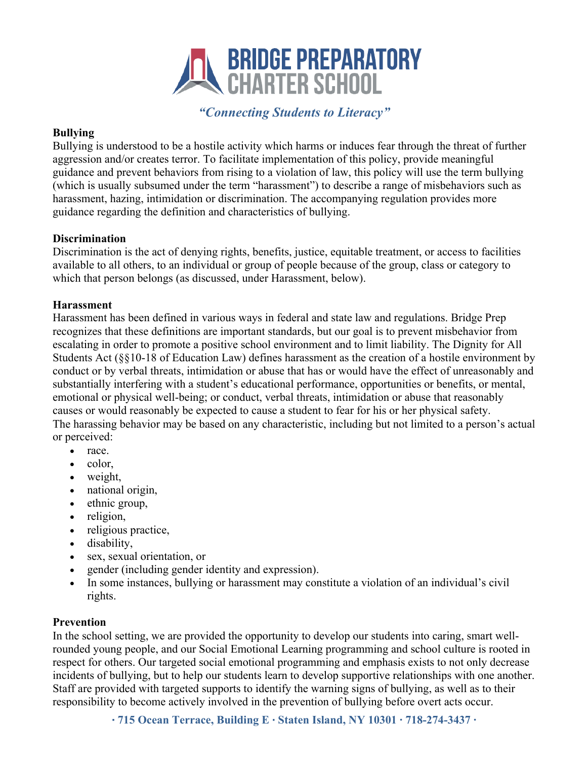**Bullying**
Bullying is understood to be a hostile activity which harms or induces fear through the threat of further aggression and/or creates terror. To facilitate implementation of this policy, provide meaningful guidance and prevent behaviors from rising to a violation of law, this policy will use the term bullying (which is usually subsumed under the term "harassment") to describe a range of misbehaviors such as harassment, hazing, intimidation or discrimination. The accompanying regulation provides more guidance regarding the definition and characteristics of bullying.

**Discrimination**
Discrimination is the act of denying rights, benefits, justice, equitable treatment, or access to facilities available to all others, to an individual or group of people because of the group, class or category to which that person belongs (as discussed, under Harassment, below).

**Harassment**
Harassment has been defined in various ways in federal and state law and regulations. Bridge Prep recognizes that these definitions are important standards, but our goal is to prevent misbehavior from escalating in order to promote a positive school environment and to limit liability. The Dignity for All Students Act (§§10-18 of Education Law) defines harassment as the creation of a hostile environment by conduct or by verbal threats, intimidation or abuse that has or would have the effect of unreasonably and substantially interfering with a student's educational performance, opportunities or benefits, or mental, emotional or physical well-being; or conduct, verbal threats, intimidation or abuse that reasonably causes or would reasonably be expected to cause a student to fear for his or her physical safety.
The harassing behavior may be based on any characteristic, including but not limited to a person's actual or perceived:

- race.
- color,
- weight,
- national origin,
- ethnic group,
- religion,
- religious practice,
- disability,
- sex, sexual orientation, or
- gender (including gender identity and expression).
- In some instances, bullying or harassment may constitute a violation of an individual's civil rights.

**Prevention**
In the school setting, we are provided the opportunity to develop our students into caring, smart well-rounded young people, and our Social Emotional Learning programming and school culture is rooted in respect for others. Our targeted social emotional programming and emphasis exists to not only decrease incidents of bullying, but to help our students learn to develop supportive relationships with one another. Staff are provided with targeted supports to identify the warning signs of bullying, as well as to their responsibility to become actively involved in the prevention of bullying before overt acts occur.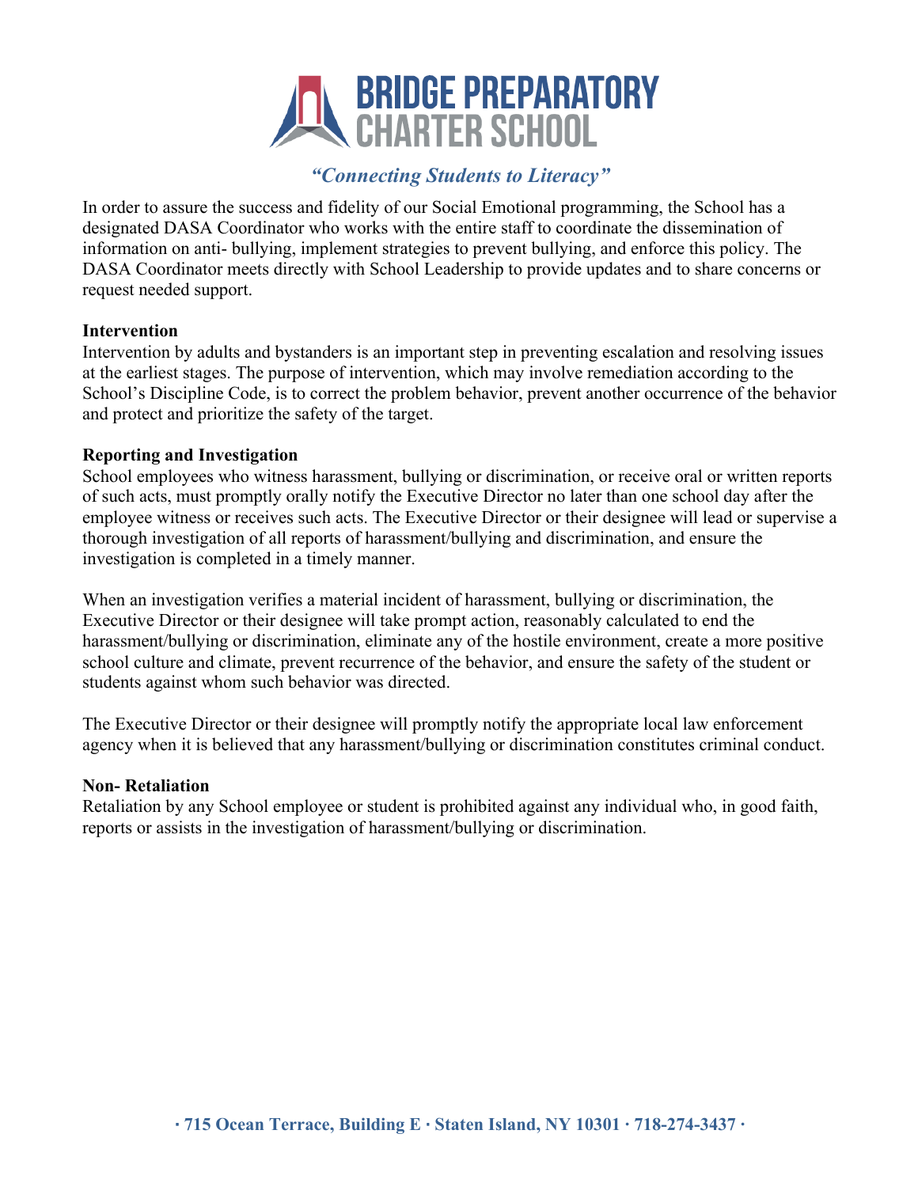In order to assure the success and fidelity of our Social Emotional programming, the School has a designated DASA Coordinator who works with the entire staff to coordinate the dissemination of information on anti- bullying, implement strategies to prevent bullying, and enforce this policy. The DASA Coordinator meets directly with School Leadership to provide updates and to share concerns or request needed support.

**Intervention**

Intervention by adults and bystanders is an important step in preventing escalation and resolving issues at the earliest stages. The purpose of intervention, which may involve remediation according to the School's Discipline Code, is to correct the problem behavior, prevent another occurrence of the behavior and protect and prioritize the safety of the target.

**Reporting and Investigation**

School employees who witness harassment, bullying or discrimination, or receive oral or written reports of such acts, must promptly orally notify the Executive Director no later than one school day after the employee witness or receives such acts. The Executive Director or their designee will lead or supervise a thorough investigation of all reports of harassment/bullying and discrimination, and ensure the investigation is completed in a timely manner.

When an investigation verifies a material incident of harassment, bullying or discrimination, the Executive Director or their designee will take prompt action, reasonably calculated to end the harassment/bullying or discrimination, eliminate any of the hostile environment, create a more positive school culture and climate, prevent recurrence of the behavior, and ensure the safety of the student or students against whom such behavior was directed.

The Executive Director or their designee will promptly notify the appropriate local law enforcement agency when it is believed that any harassment/bullying or discrimination constitutes criminal conduct.

**Non- Retaliation**

Retaliation by any School employee or student is prohibited against any individual who, in good faith, reports or assists in the investigation of harassment/bullying or discrimination.